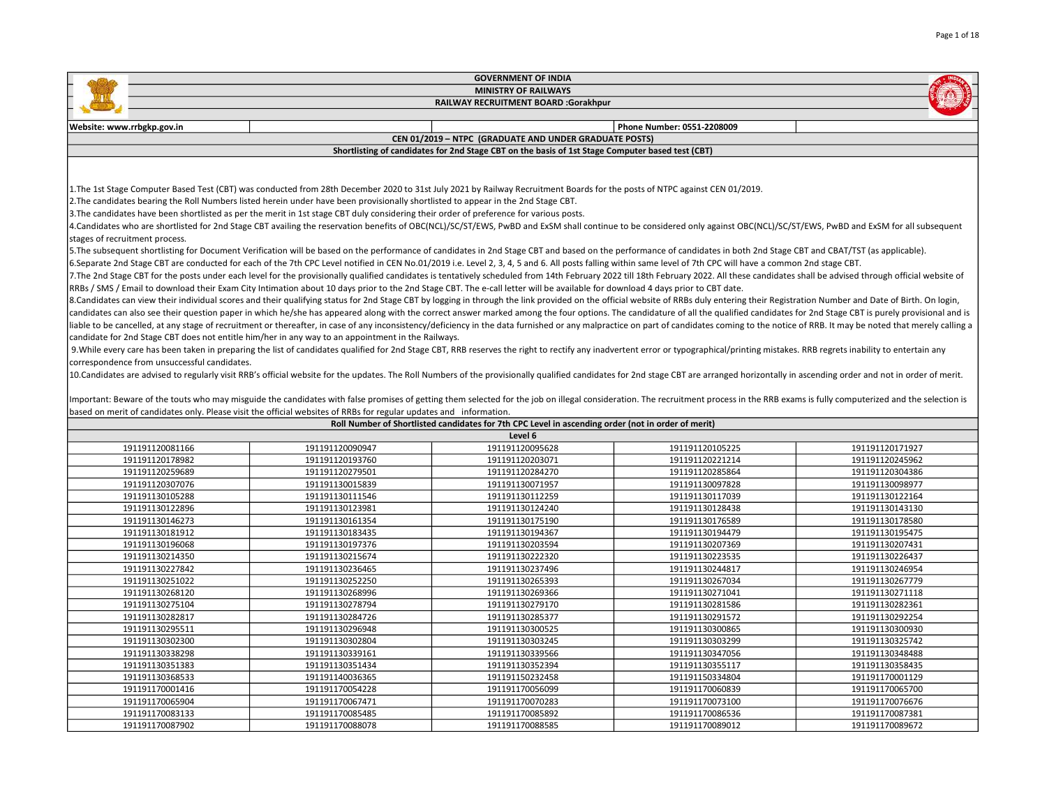# GOVERNMENT OF INDIA

## MINISTRY OF RAILWAYS

## RAILWAY RECRUITMENT BOARD :Gorakhpur

**Website: www.rrbgkp.gov.in** | **Phone Number: 0551-2208009**

### CEN 01/2019 – NTPC (GRADUATE AND UNDER GRADUATE POSTS)

### Shortlisting of candidates for 2nd Stage CBT on the basis of 1st Stage Computer based test (CBT)

1.The 1st Stage Computer Based Test (CBT) was conducted from 28th December 2020 to 31st July 2021 by Railway Recruitment Boards for the posts of NTPC against CEN 01/2019.

2.The candidates bearing the Roll Numbers listed herein under have been provisionally shortlisted to appear in the 2nd Stage CBT.

3.The candidates have been shortlisted as per the merit in 1st stage CBT duly considering their order of preference for various posts.

4.Candidates who are shortlisted for 2nd Stage CBT availing the reservation benefits of OBC(NCL)/SC/ST/EWS, PwBD and ExSM shall continue to be considered only against OBC(NCL)/SC/ST/EWS, PwBD and ExSM for all subsequent stages of recruitment process.

5.The subsequent shortlisting for Document Verification will be based on the performance of candidates in 2nd Stage CBT and based on the performance of candidates in both 2nd Stage CBT and CBAT/TST (as applicable).

6.Separate 2nd Stage CBT are conducted for each of the 7th CPC Level notified in CEN No.01/2019 i.e. Level 2, 3, 4, 5 and 6. All posts falling within same level of 7th CPC will have a common 2nd stage CBT.

7.The 2nd Stage CBT for the posts under each level for the provisionally qualified candidates is tentatively scheduled from 14th February 2022 till 18th February 2022. All these candidates shall be advised through official website of RRBs / SMS / Email to download their Exam City Intimation about 10 days prior to the 2nd Stage CBT. The e-call letter will be available for download 4 days prior to CBT date.

8.Candidates can view their individual scores and their qualifying status for 2nd Stage CBT by logging in through the link provided on the official website of RRBs duly entering their Registration Number and Date of Birth. On login, candidates can also see their question paper in which he/she has appeared along with the correct answer marked among the four options. The candidature of all the qualified candidates for 2nd Stage CBT is purely provisional and is liable to be cancelled, at any stage of recruitment or thereafter, in case of any inconsistency/deficiency in the data furnished or any malpractice on part of candidates coming to the notice of RRB. It may be noted that merely calling a candidate for 2nd Stage CBT does not entitle him/her in any way to an appointment in the Railways.

9.While every care has been taken in preparing the list of candidates qualified for 2nd Stage CBT, RRB reserves the right to rectify any inadvertent error or typographical/printing mistakes. RRB regrets inability to entertain any correspondence from unsuccessful candidates.

10.Candidates are advised to regularly visit RRB's official website for the updates. The Roll Numbers of the provisionally qualified candidates for 2nd stage CBT are arranged horizontally in ascending order and not in order of merit.

Important: Beware of the touts who may misguide the candidates with false promises of getting them selected for the job on illegal consideration. The recruitment process in the RRB exams is fully computerized and the selection is based on merit of candidates only. Please visit the official websites of RRBs for regular updates and information.

### Roll Number of Shortlisted candidates for 7th CPC Level in ascending order (not in order of merit)

### Level 6

| | | | | |
|---|---|---|---|---|
| 191191120081166 | 191191120090947 | 191191120095628 | 191191120105225 | 191191120171927 |
| 191191120178982 | 191191120193760 | 191191120203071 | 191191120221214 | 191191120245962 |
| 191191120259689 | 191191120279501 | 191191120284270 | 191191120285864 | 191191120304386 |
| 191191120307076 | 191191130015839 | 191191130071957 | 191191130097828 | 191191130098977 |
| 191191130105288 | 191191130111546 | 191191130112259 | 191191130117039 | 191191130122164 |
| 191191130122896 | 191191130123981 | 191191130124240 | 191191130128438 | 191191130143130 |
| 191191130146273 | 191191130161354 | 191191130175190 | 191191130176589 | 191191130178580 |
| 191191130181912 | 191191130183435 | 191191130194367 | 191191130194479 | 191191130195475 |
| 191191130196068 | 191191130197376 | 191191130203594 | 191191130207369 | 191191130207431 |
| 191191130214350 | 191191130215674 | 191191130222320 | 191191130223535 | 191191130226437 |
| 191191130227842 | 191191130236465 | 191191130237496 | 191191130244817 | 191191130246954 |
| 191191130251022 | 191191130252250 | 191191130265393 | 191191130267034 | 191191130267779 |
| 191191130268120 | 191191130268996 | 191191130269366 | 191191130271041 | 191191130271118 |
| 191191130275104 | 191191130278794 | 191191130279170 | 191191130281586 | 191191130282361 |
| 191191130282817 | 191191130284726 | 191191130285377 | 191191130291572 | 191191130292254 |
| 191191130295511 | 191191130296948 | 191191130300525 | 191191130300865 | 191191130300930 |
| 191191130302300 | 191191130302804 | 191191130303245 | 191191130303299 | 191191130325742 |
| 191191130338298 | 191191130339161 | 191191130339566 | 191191130347056 | 191191130348488 |
| 191191130351383 | 191191130351434 | 191191130352394 | 191191130355117 | 191191130358435 |
| 191191130368533 | 191191140036365 | 191191150232458 | 191191150334804 | 191191170001129 |
| 191191170001416 | 191191170054228 | 191191170056099 | 191191170060839 | 191191170065700 |
| 191191170065904 | 191191170067471 | 191191170070283 | 191191170073100 | 191191170076676 |
| 191191170083133 | 191191170085485 | 191191170085892 | 191191170086536 | 191191170087381 |
| 191191170087902 | 191191170088078 | 191191170088585 | 191191170089012 | 191191170089672 |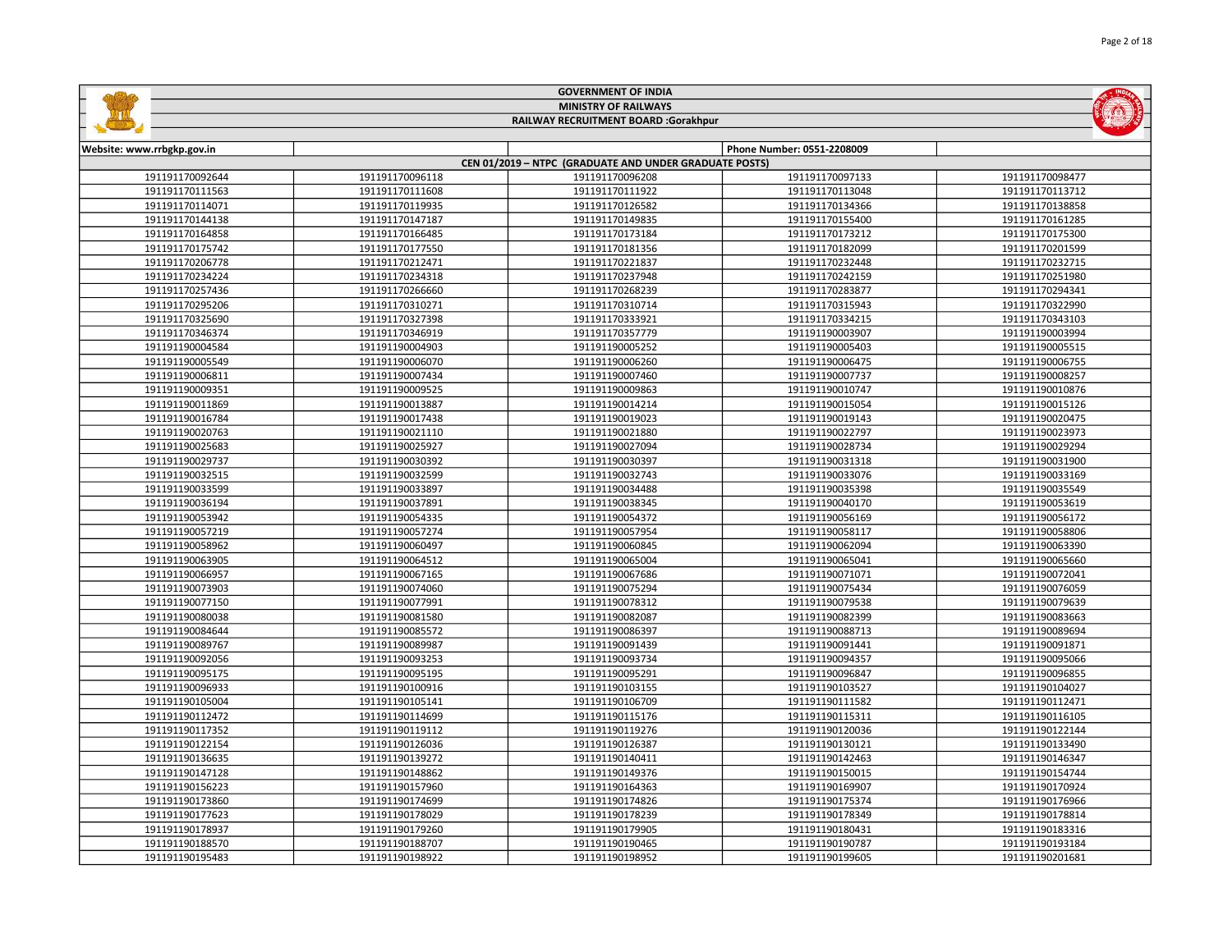# GOVERNMENT OF INDIA

## MINISTRY OF RAILWAYS

### RAILWAY RECRUITMENT BOARD :Gorakhpur

| Website: www.rrbgkp.gov.in | | | Phone Number: 0551-2208009 | |
|---|---|---|---|---|
| CEN 01/2019 – NTPC (GRADUATE AND UNDER GRADUATE POSTS) | | | | |
| 191191170092644 | 191191170096118 | 191191170096208 | 191191170097133 | 191191170098477 |
| 191191170111563 | 191191170111608 | 191191170111922 | 191191170113048 | 191191170113712 |
| 191191170114071 | 191191170119935 | 191191170126582 | 191191170134366 | 191191170138858 |
| 191191170144138 | 191191170147187 | 191191170149835 | 191191170155400 | 191191170161285 |
| 191191170164858 | 191191170166485 | 191191170173184 | 191191170173212 | 191191170175300 |
| 191191170175742 | 191191170177550 | 191191170181356 | 191191170182099 | 191191170201599 |
| 191191170206778 | 191191170212471 | 191191170221837 | 191191170232448 | 191191170232715 |
| 191191170234224 | 191191170234318 | 191191170237948 | 191191170242159 | 191191170251980 |
| 191191170257436 | 191191170266660 | 191191170268239 | 191191170283877 | 191191170294341 |
| 191191170295206 | 191191170310271 | 191191170310714 | 191191170315943 | 191191170322990 |
| 191191170325690 | 191191170327398 | 191191170333921 | 191191170334215 | 191191170343103 |
| 191191170346374 | 191191170346919 | 191191170357779 | 191191190003907 | 191191190003994 |
| 191191190004584 | 191191190004903 | 191191190005252 | 191191190005403 | 191191190005515 |
| 191191190005549 | 191191190006070 | 191191190006260 | 191191190006475 | 191191190006755 |
| 191191190006811 | 191191190007434 | 191191190007460 | 191191190007737 | 191191190008257 |
| 191191190009351 | 191191190009525 | 191191190009863 | 191191190010747 | 191191190010876 |
| 191191190011869 | 191191190013887 | 191191190014214 | 191191190015054 | 191191190015126 |
| 191191190016784 | 191191190017438 | 191191190019023 | 191191190019143 | 191191190020475 |
| 191191190020763 | 191191190021110 | 191191190021880 | 191191190022797 | 191191190023973 |
| 191191190025683 | 191191190025927 | 191191190027094 | 191191190028734 | 191191190029294 |
| 191191190029737 | 191191190030392 | 191191190030397 | 191191190031318 | 191191190031900 |
| 191191190032515 | 191191190032599 | 191191190032743 | 191191190033076 | 191191190033169 |
| 191191190033599 | 191191190033897 | 191191190034488 | 191191190035398 | 191191190035549 |
| 191191190036194 | 191191190037891 | 191191190038345 | 191191190040170 | 191191190053619 |
| 191191190053942 | 191191190054335 | 191191190054372 | 191191190056169 | 191191190056172 |
| 191191190057219 | 191191190057274 | 191191190057954 | 191191190058117 | 191191190058806 |
| 191191190058962 | 191191190060497 | 191191190060845 | 191191190062094 | 191191190063390 |
| 191191190063905 | 191191190064512 | 191191190065004 | 191191190065041 | 191191190065660 |
| 191191190066957 | 191191190067165 | 191191190067686 | 191191190071071 | 191191190072041 |
| 191191190073903 | 191191190074060 | 191191190075294 | 191191190075434 | 191191190076059 |
| 191191190077150 | 191191190077991 | 191191190078312 | 191191190079538 | 191191190079639 |
| 191191190080038 | 191191190081580 | 191191190082087 | 191191190082399 | 191191190083663 |
| 191191190084644 | 191191190085572 | 191191190086397 | 191191190088713 | 191191190089694 |
| 191191190089767 | 191191190089987 | 191191190091439 | 191191190091441 | 191191190091871 |
| 191191190092056 | 191191190093253 | 191191190093734 | 191191190094357 | 191191190095066 |
| 191191190095175 | 191191190095195 | 191191190095291 | 191191190096847 | 191191190096855 |
| 191191190096933 | 191191190100916 | 191191190103155 | 191191190103527 | 191191190104027 |
| 191191190105004 | 191191190105141 | 191191190106709 | 191191190111582 | 191191190112471 |
| 191191190112472 | 191191190114699 | 191191190115176 | 191191190115311 | 191191190116105 |
| 191191190117352 | 191191190119112 | 191191190119276 | 191191190120036 | 191191190122144 |
| 191191190122154 | 191191190126036 | 191191190126387 | 191191190130121 | 191191190133490 |
| 191191190136635 | 191191190139272 | 191191190140411 | 191191190142463 | 191191190146347 |
| 191191190147128 | 191191190148862 | 191191190149376 | 191191190150015 | 191191190154744 |
| 191191190156223 | 191191190157960 | 191191190164363 | 191191190169907 | 191191190170924 |
| 191191190173860 | 191191190174699 | 191191190174826 | 191191190175374 | 191191190176966 |
| 191191190177623 | 191191190178029 | 191191190178239 | 191191190178349 | 191191190178814 |
| 191191190178937 | 191191190179260 | 191191190179905 | 191191190180431 | 191191190183316 |
| 191191190188570 | 191191190188707 | 191191190190465 | 191191190190787 | 191191190193184 |
| 191191190195483 | 191191190198922 | 191191190198952 | 191191190199605 | 191191190201681 |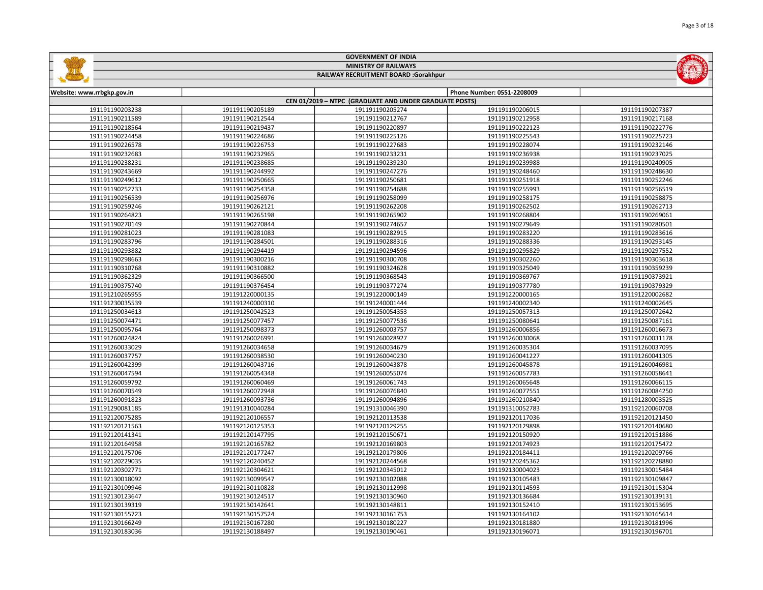GOVERNMENT OF INDIA

MINISTRY OF RAILWAYS

RAILWAY RECRUITMENT BOARD :Gorakhpur

Website: www.rrbgkp.gov.in | Phone Number: 0551-2208009

CEN 01/2019 – NTPC (GRADUATE AND UNDER GRADUATE POSTS)

| | | | | |
|---|---|---|---|---|
| 191191190203238 | 191191190205189 | 191191190205274 | 191191190206015 | 191191190207387 |
| 191191190211589 | 191191190212544 | 191191190212767 | 191191190212958 | 191191190217168 |
| 191191190218564 | 191191190219437 | 191191190220897 | 191191190222123 | 191191190222776 |
| 191191190224458 | 191191190224686 | 191191190225126 | 191191190225543 | 191191190225723 |
| 191191190226578 | 191191190226753 | 191191190227683 | 191191190228074 | 191191190232146 |
| 191191190232683 | 191191190232965 | 191191190233231 | 191191190236938 | 191191190237025 |
| 191191190238231 | 191191190238685 | 191191190239230 | 191191190239988 | 191191190240905 |
| 191191190243669 | 191191190244992 | 191191190247276 | 191191190248460 | 191191190248630 |
| 191191190249612 | 191191190250665 | 191191190250681 | 191191190251918 | 191191190252246 |
| 191191190252733 | 191191190254358 | 191191190254688 | 191191190255993 | 191191190256519 |
| 191191190256539 | 191191190256976 | 191191190258099 | 191191190258175 | 191191190258875 |
| 191191190259246 | 191191190262121 | 191191190262208 | 191191190262502 | 191191190262713 |
| 191191190264823 | 191191190265198 | 191191190265902 | 191191190268804 | 191191190269061 |
| 191191190270149 | 191191190270844 | 191191190274657 | 191191190279649 | 191191190280501 |
| 191191190281023 | 191191190281083 | 191191190282915 | 191191190283220 | 191191190283616 |
| 191191190283796 | 191191190284501 | 191191190288316 | 191191190288336 | 191191190293145 |
| 191191190293882 | 191191190294419 | 191191190294596 | 191191190295829 | 191191190297552 |
| 191191190298663 | 191191190300216 | 191191190300708 | 191191190302260 | 191191190303618 |
| 191191190310768 | 191191190310882 | 191191190324628 | 191191190325049 | 191191190359239 |
| 191191190362329 | 191191190366500 | 191191190369543 | 191191190369767 | 191191190373921 |
| 191191190375740 | 191191190376454 | 191191190377274 | 191191190377780 | 191191190379329 |
| 191191210265955 | 191191220000135 | 191191220000149 | 191191220000165 | 191191220002682 |
| 191191230035539 | 191191240000310 | 191191240001444 | 191191240002340 | 191191240002645 |
| 191191250034613 | 191191250042523 | 191191250054353 | 191191250057313 | 191191250072642 |
| 191191250074471 | 191191250077457 | 191191250077536 | 191191250080641 | 191191250087161 |
| 191191250095764 | 191191250098373 | 191191260003757 | 191191260006856 | 191191260016673 |
| 191191260024824 | 191191260026991 | 191191260028927 | 191191260030068 | 191191260031178 |
| 191191260033029 | 191191260034658 | 191191260034679 | 191191260035304 | 191191260037095 |
| 191191260037757 | 191191260038530 | 191191260040230 | 191191260041227 | 191191260041305 |
| 191191260042399 | 191191260043716 | 191191260043878 | 191191260045878 | 191191260046981 |
| 191191260047594 | 191191260054348 | 191191260055074 | 191191260057783 | 191191260058641 |
| 191191260059792 | 191191260060469 | 191191260061743 | 191191260065648 | 191191260066115 |
| 191191260070549 | 191191260072948 | 191191260076840 | 191191260077551 | 191191260084250 |
| 191191260091823 | 191191260093736 | 191191260094896 | 191191260210840 | 191191280003525 |
| 191191290081185 | 191191310040284 | 191191310046390 | 191191310052783 | 191192120060708 |
| 191192120075285 | 191192120106557 | 191192120113538 | 191192120117036 | 191192120121450 |
| 191192120121563 | 191192120125353 | 191192120129255 | 191192120129898 | 191192120140680 |
| 191192120141341 | 191192120147795 | 191192120150671 | 191192120150920 | 191192120151886 |
| 191192120164958 | 191192120165782 | 191192120169803 | 191192120174923 | 191192120175472 |
| 191192120175706 | 191192120177247 | 191192120179806 | 191192120184411 | 191192120209766 |
| 191192120229035 | 191192120240452 | 191192120245568 | 191192120245362 | 191192120278880 |
| 191192120302771 | 191192120304621 | 191192120345012 | 191192130004023 | 191192130015484 |
| 191192130018092 | 191192130099547 | 191192130102088 | 191192130105483 | 191192130109847 |
| 191192130109946 | 191192130110828 | 191192130112998 | 191192130114593 | 191192130115304 |
| 191192130123647 | 191192130124517 | 191192130130960 | 191192130136684 | 191192130139131 |
| 191192130139319 | 191192130142641 | 191192130148811 | 191192130152410 | 191192130153695 |
| 191192130155723 | 191192130157524 | 191192130161753 | 191192130164102 | 191192130165614 |
| 191192130166249 | 191192130167280 | 191192130180227 | 191192130181880 | 191192130181996 |
| 191192130183036 | 191192130188497 | 191192130190461 | 191192130196071 | 191192130196701 |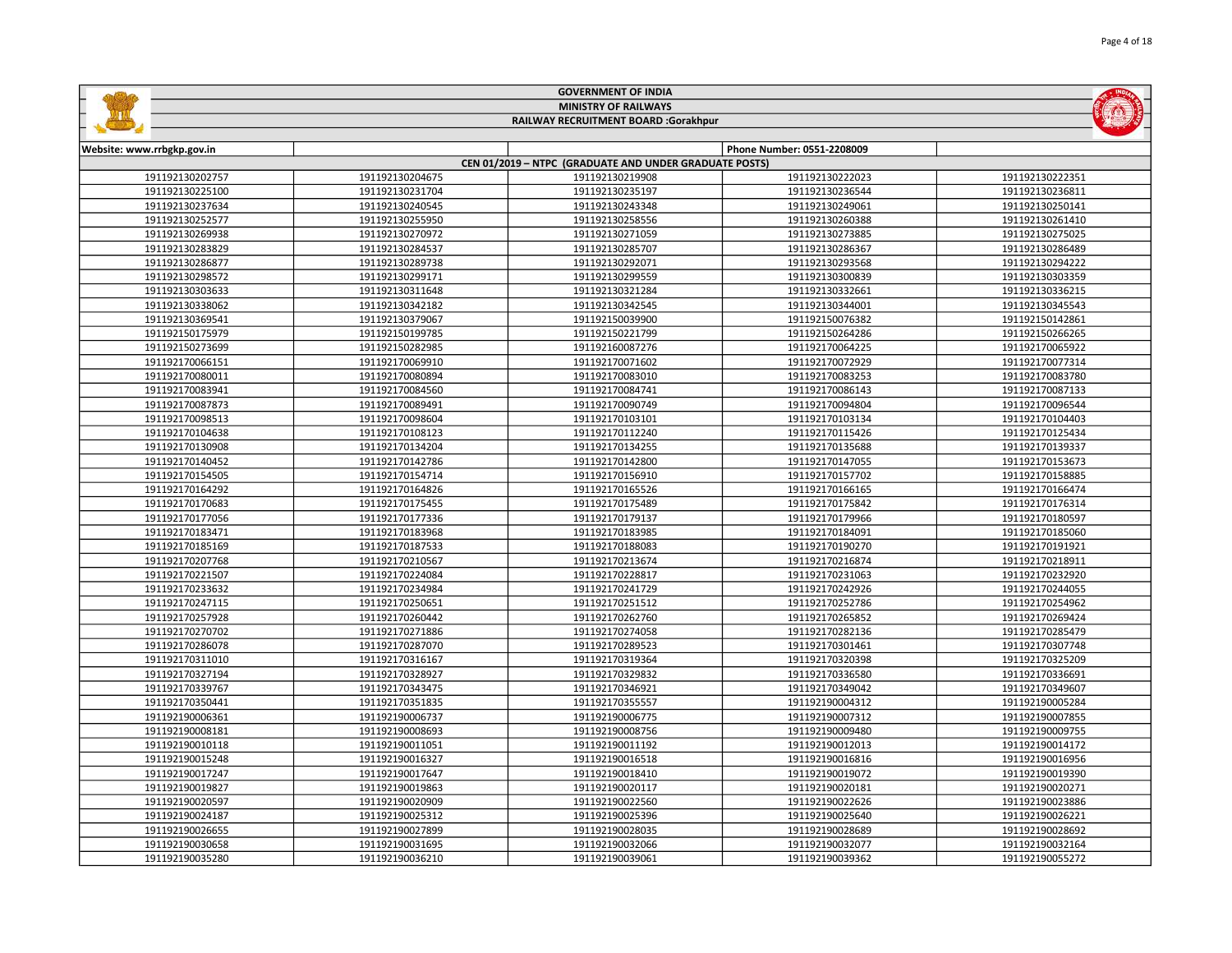# GOVERNMENT OF INDIA

## MINISTRY OF RAILWAYS

## RAILWAY RECRUITMENT BOARD :Gorakhpur

| Website: www.rrbgkp.gov.in | | | Phone Number: 0551-2208009 | |
|---|---|---|---|---|
| CEN 01/2019 – NTPC (GRADUATE AND UNDER GRADUATE POSTS) | | | | |
| 191192130202757 | 191192130204675 | 191192130219908 | 191192130222023 | 191192130222351 |
| 191192130225100 | 191192130231704 | 191192130235197 | 191192130236544 | 191192130236811 |
| 191192130237634 | 191192130240545 | 191192130243348 | 191192130249061 | 191192130250141 |
| 191192130252577 | 191192130255950 | 191192130258556 | 191192130260388 | 191192130261410 |
| 191192130269938 | 191192130270972 | 191192130271059 | 191192130273885 | 191192130275025 |
| 191192130283829 | 191192130284537 | 191192130285707 | 191192130286367 | 191192130286489 |
| 191192130286877 | 191192130289738 | 191192130292071 | 191192130293568 | 191192130294222 |
| 191192130298572 | 191192130299171 | 191192130299559 | 191192130300839 | 191192130303359 |
| 191192130303633 | 191192130311648 | 191192130321284 | 191192130332661 | 191192130336215 |
| 191192130338062 | 191192130342182 | 191192130342545 | 191192130344001 | 191192130345543 |
| 191192130369541 | 191192130379067 | 191192150039900 | 191192150076382 | 191192150142861 |
| 191192150175979 | 191192150199785 | 191192150221799 | 191192150264286 | 191192150266265 |
| 191192150273699 | 191192150282985 | 191192160087276 | 191192170064225 | 191192170065922 |
| 191192170066151 | 191192170069910 | 191192170071602 | 191192170072929 | 191192170077314 |
| 191192170080011 | 191192170080894 | 191192170083010 | 191192170083253 | 191192170083780 |
| 191192170083941 | 191192170084560 | 191192170084741 | 191192170086143 | 191192170087133 |
| 191192170087873 | 191192170089491 | 191192170090749 | 191192170094804 | 191192170096544 |
| 191192170098513 | 191192170098604 | 191192170103101 | 191192170103134 | 191192170104403 |
| 191192170104638 | 191192170108123 | 191192170112240 | 191192170115426 | 191192170125434 |
| 191192170130908 | 191192170134204 | 191192170134255 | 191192170135688 | 191192170139337 |
| 191192170140452 | 191192170142786 | 191192170142800 | 191192170147055 | 191192170153673 |
| 191192170154505 | 191192170154714 | 191192170156910 | 191192170157702 | 191192170158885 |
| 191192170164292 | 191192170164826 | 191192170165526 | 191192170166165 | 191192170166474 |
| 191192170170683 | 191192170175455 | 191192170175489 | 191192170175842 | 191192170176314 |
| 191192170177056 | 191192170177336 | 191192170179137 | 191192170179966 | 191192170180597 |
| 191192170183471 | 191192170183968 | 191192170183985 | 191192170184091 | 191192170185060 |
| 191192170185169 | 191192170187533 | 191192170188083 | 191192170190270 | 191192170191921 |
| 191192170207768 | 191192170210567 | 191192170213674 | 191192170216874 | 191192170218911 |
| 191192170221507 | 191192170224084 | 191192170228817 | 191192170231063 | 191192170232920 |
| 191192170233632 | 191192170234984 | 191192170241729 | 191192170242926 | 191192170244055 |
| 191192170247115 | 191192170250651 | 191192170251512 | 191192170252786 | 191192170254962 |
| 191192170257928 | 191192170260442 | 191192170262760 | 191192170265852 | 191192170269424 |
| 191192170270702 | 191192170271886 | 191192170274058 | 191192170282136 | 191192170285479 |
| 191192170286078 | 191192170289070 | 191192170289523 | 191192170301461 | 191192170307748 |
| 191192170311010 | 191192170316167 | 191192170319364 | 191192170320398 | 191192170325209 |
| 191192170327194 | 191192170328927 | 191192170329832 | 191192170336580 | 191192170336691 |
| 191192170339767 | 191192170343475 | 191192170346921 | 191192170349042 | 191192170349607 |
| 191192170350441 | 191192170351835 | 191192170355557 | 191192190004312 | 191192190005284 |
| 191192190006361 | 191192190006737 | 191192190006775 | 191192190007312 | 191192190007855 |
| 191192190008181 | 191192190008693 | 191192190008756 | 191192190009480 | 191192190009755 |
| 191192190010118 | 191192190011051 | 191192190011192 | 191192190012013 | 191192190014172 |
| 191192190015248 | 191192190016327 | 191192190016518 | 191192190016816 | 191192190016956 |
| 191192190017247 | 191192190017647 | 191192190018410 | 191192190019072 | 191192190019390 |
| 191192190019827 | 191192190019863 | 191192190020117 | 191192190020181 | 191192190020271 |
| 191192190020597 | 191192190020909 | 191192190022560 | 191192190022626 | 191192190023886 |
| 191192190024187 | 191192190025312 | 191192190025396 | 191192190025640 | 191192190026221 |
| 191192190026655 | 191192190027899 | 191192190028035 | 191192190028689 | 191192190028692 |
| 191192190030658 | 191192190031695 | 191192190032066 | 191192190032077 | 191192190032164 |
| 191192190035280 | 191192190036210 | 191192190039061 | 191192190039362 | 191192190055272 |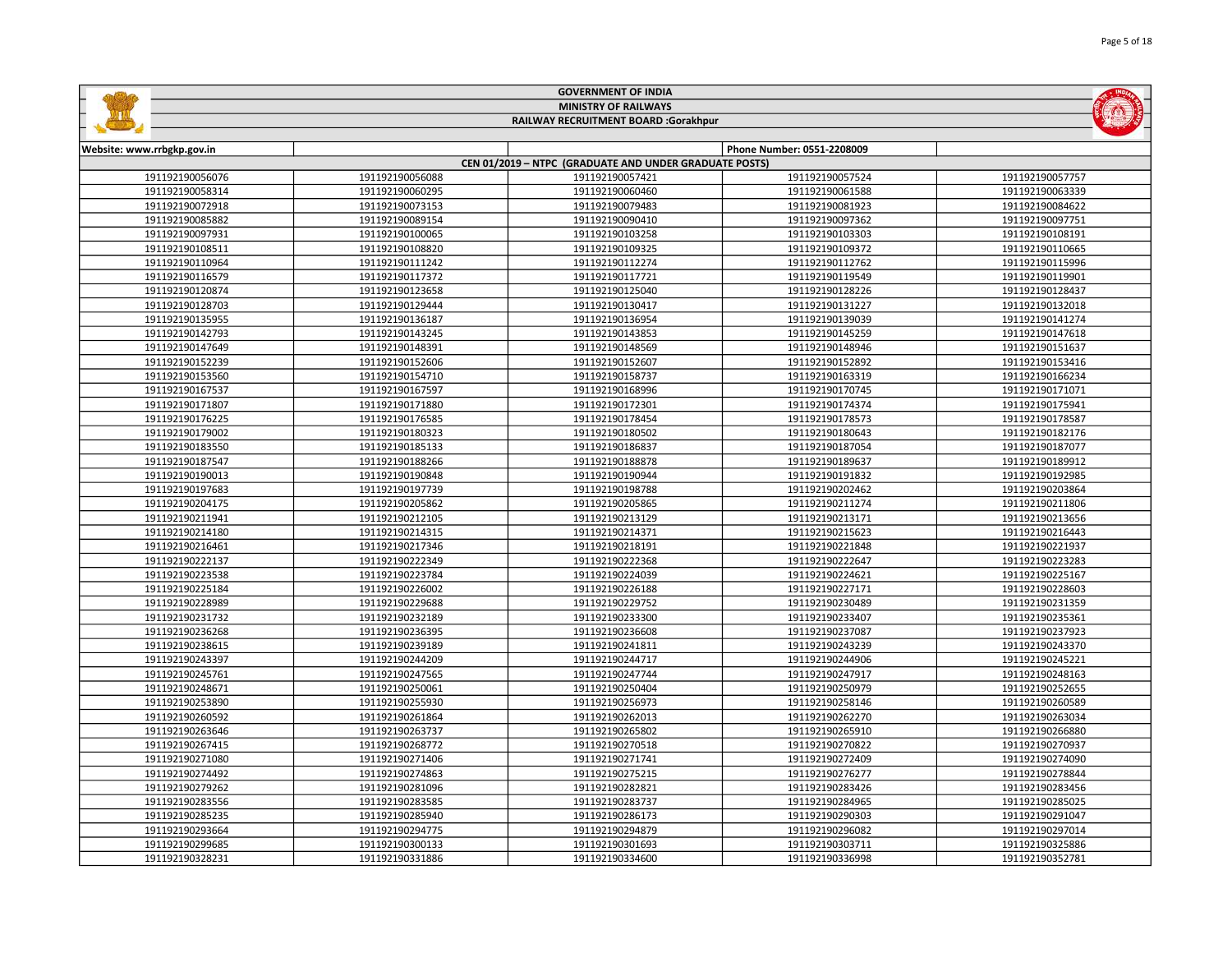GOVERNMENT OF INDIA

MINISTRY OF RAILWAYS

RAILWAY RECRUITMENT BOARD :Gorakhpur

| Website: www.rrbgkp.gov.in | | | Phone Number: 0551-2208009 | |
|---|---|---|---|---|
| CEN 01/2019 – NTPC (GRADUATE AND UNDER GRADUATE POSTS) | | | | |
| 191192190056076 | 191192190056088 | 191192190057421 | 191192190057524 | 191192190057757 |
| 191192190058314 | 191192190060295 | 191192190060460 | 191192190061588 | 191192190063339 |
| 191192190072918 | 191192190073153 | 191192190079483 | 191192190081923 | 191192190084622 |
| 191192190085882 | 191192190089154 | 191192190090410 | 191192190097362 | 191192190097751 |
| 191192190097931 | 191192190100065 | 191192190103258 | 191192190103303 | 191192190108191 |
| 191192190108511 | 191192190108820 | 191192190109325 | 191192190109372 | 191192190110665 |
| 191192190110964 | 191192190111242 | 191192190112274 | 191192190112762 | 191192190115996 |
| 191192190116579 | 191192190117372 | 191192190117721 | 191192190119549 | 191192190119901 |
| 191192190120874 | 191192190123658 | 191192190125040 | 191192190128226 | 191192190128437 |
| 191192190128703 | 191192190129444 | 191192190130417 | 191192190131227 | 191192190132018 |
| 191192190135955 | 191192190136187 | 191192190136954 | 191192190139039 | 191192190141274 |
| 191192190142793 | 191192190143245 | 191192190143853 | 191192190145259 | 191192190147618 |
| 191192190147649 | 191192190148391 | 191192190148569 | 191192190148946 | 191192190151637 |
| 191192190152239 | 191192190152606 | 191192190152607 | 191192190152892 | 191192190153416 |
| 191192190153560 | 191192190154710 | 191192190158737 | 191192190163319 | 191192190166234 |
| 191192190167537 | 191192190167597 | 191192190168996 | 191192190170745 | 191192190171071 |
| 191192190171807 | 191192190171880 | 191192190172301 | 191192190174374 | 191192190175941 |
| 191192190176225 | 191192190176585 | 191192190178454 | 191192190178573 | 191192190178587 |
| 191192190179002 | 191192190180323 | 191192190180502 | 191192190180643 | 191192190182176 |
| 191192190183550 | 191192190185133 | 191192190186837 | 191192190187054 | 191192190187077 |
| 191192190187547 | 191192190188266 | 191192190188878 | 191192190189637 | 191192190189912 |
| 191192190190013 | 191192190190848 | 191192190190944 | 191192190191832 | 191192190192985 |
| 191192190197683 | 191192190197739 | 191192190198788 | 191192190202462 | 191192190203864 |
| 191192190204175 | 191192190205862 | 191192190205865 | 191192190211274 | 191192190211806 |
| 191192190211941 | 191192190212105 | 191192190213129 | 191192190213171 | 191192190213656 |
| 191192190214180 | 191192190214315 | 191192190214371 | 191192190215623 | 191192190216443 |
| 191192190216461 | 191192190217346 | 191192190218191 | 191192190221848 | 191192190221937 |
| 191192190222137 | 191192190222349 | 191192190222368 | 191192190222647 | 191192190223283 |
| 191192190223538 | 191192190223784 | 191192190224039 | 191192190224621 | 191192190225167 |
| 191192190225184 | 191192190226002 | 191192190226188 | 191192190227171 | 191192190228603 |
| 191192190228989 | 191192190229688 | 191192190229752 | 191192190230489 | 191192190231359 |
| 191192190231732 | 191192190232189 | 191192190233300 | 191192190233407 | 191192190235361 |
| 191192190236268 | 191192190236395 | 191192190236608 | 191192190237087 | 191192190237923 |
| 191192190238615 | 191192190239189 | 191192190241811 | 191192190243239 | 191192190243370 |
| 191192190243397 | 191192190244209 | 191192190244717 | 191192190244906 | 191192190245221 |
| 191192190245761 | 191192190247565 | 191192190247744 | 191192190247917 | 191192190248163 |
| 191192190248671 | 191192190250061 | 191192190250404 | 191192190250979 | 191192190252655 |
| 191192190253890 | 191192190255930 | 191192190256973 | 191192190258146 | 191192190260589 |
| 191192190260592 | 191192190261864 | 191192190262013 | 191192190262270 | 191192190263034 |
| 191192190263646 | 191192190263737 | 191192190265802 | 191192190265910 | 191192190266880 |
| 191192190267415 | 191192190268772 | 191192190270518 | 191192190270822 | 191192190270937 |
| 191192190271080 | 191192190271406 | 191192190271741 | 191192190272409 | 191192190274090 |
| 191192190274492 | 191192190274863 | 191192190275215 | 191192190276277 | 191192190278844 |
| 191192190279262 | 191192190281096 | 191192190282821 | 191192190283426 | 191192190283456 |
| 191192190283556 | 191192190283585 | 191192190283737 | 191192190284965 | 191192190285025 |
| 191192190285235 | 191192190285940 | 191192190286173 | 191192190290303 | 191192190291047 |
| 191192190293664 | 191192190294775 | 191192190294879 | 191192190296082 | 191192190297014 |
| 191192190299685 | 191192190300133 | 191192190301693 | 191192190303711 | 191192190325886 |
| 191192190328231 | 191192190331886 | 191192190334600 | 191192190336998 | 191192190352781 |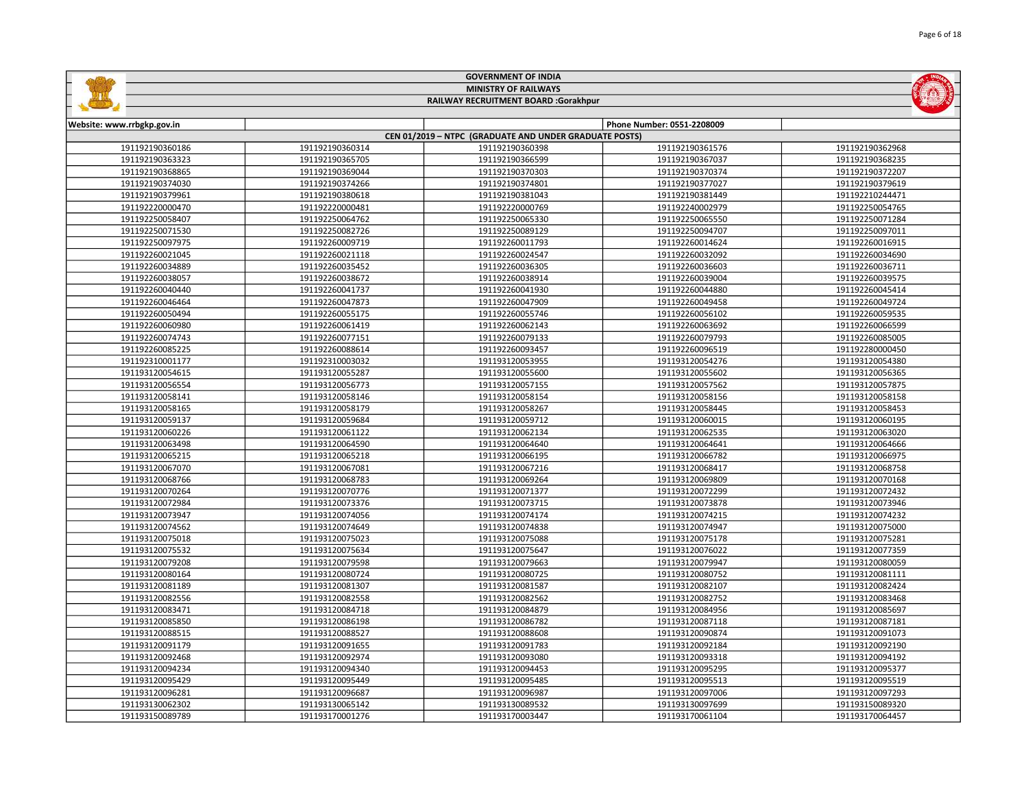GOVERNMENT OF INDIA

MINISTRY OF RAILWAYS

RAILWAY RECRUITMENT BOARD :Gorakhpur

Website: www.rrbgkp.gov.in

Phone Number: 0551-2208009

CEN 01/2019 – NTPC (GRADUATE AND UNDER GRADUATE POSTS)

| | | | | |
|---|---|---|---|---|
| 191192190360186 | 191192190360314 | 191192190360398 | 191192190361576 | 191192190362968 |
| 191192190363323 | 191192190365705 | 191192190366599 | 191192190367037 | 191192190368235 |
| 191192190368865 | 191192190369044 | 191192190370303 | 191192190370374 | 191192190372207 |
| 191192190374030 | 191192190374266 | 191192190374801 | 191192190377027 | 191192190379619 |
| 191192190379961 | 191192190380618 | 191192190381043 | 191192190381449 | 191192210244471 |
| 191192220000470 | 191192220000481 | 191192220000769 | 191192240002979 | 191192250054765 |
| 191192250058407 | 191192250064762 | 191192250065330 | 191192250065550 | 191192250071284 |
| 191192250071530 | 191192250082726 | 191192250089129 | 191192250094707 | 191192250097011 |
| 191192250097975 | 191192260009719 | 191192260011793 | 191192260014624 | 191192260016915 |
| 191192260021045 | 191192260021118 | 191192260024547 | 191192260032092 | 191192260034690 |
| 191192260034889 | 191192260035452 | 191192260036305 | 191192260036603 | 191192260036711 |
| 191192260038057 | 191192260038672 | 191192260038914 | 191192260039004 | 191192260039575 |
| 191192260040440 | 191192260041737 | 191192260041930 | 191192260044880 | 191192260045414 |
| 191192260046464 | 191192260047873 | 191192260047909 | 191192260049458 | 191192260049724 |
| 191192260050494 | 191192260055175 | 191192260055746 | 191192260056102 | 191192260059535 |
| 191192260060980 | 191192260061419 | 191192260062143 | 191192260063692 | 191192260066599 |
| 191192260074743 | 191192260077151 | 191192260079133 | 191192260079793 | 191192260085005 |
| 191192260085225 | 191192260088614 | 191192260093457 | 191192260096519 | 191192280000450 |
| 191192310001177 | 191192310003032 | 191193120053955 | 191193120054276 | 191193120054380 |
| 191193120054615 | 191193120055287 | 191193120055600 | 191193120055602 | 191193120056365 |
| 191193120056554 | 191193120056773 | 191193120057155 | 191193120057562 | 191193120057875 |
| 191193120058141 | 191193120058146 | 191193120058154 | 191193120058156 | 191193120058158 |
| 191193120058165 | 191193120058179 | 191193120058267 | 191193120058445 | 191193120058453 |
| 191193120059137 | 191193120059684 | 191193120059712 | 191193120060015 | 191193120060195 |
| 191193120060226 | 191193120061122 | 191193120062134 | 191193120062535 | 191193120063020 |
| 191193120063498 | 191193120064590 | 191193120064640 | 191193120064641 | 191193120064666 |
| 191193120065215 | 191193120065218 | 191193120066195 | 191193120066782 | 191193120066975 |
| 191193120067070 | 191193120067081 | 191193120067216 | 191193120068417 | 191193120068758 |
| 191193120068766 | 191193120068783 | 191193120069264 | 191193120069809 | 191193120070168 |
| 191193120070264 | 191193120070776 | 191193120071377 | 191193120072299 | 191193120072432 |
| 191193120072984 | 191193120073376 | 191193120073715 | 191193120073878 | 191193120073946 |
| 191193120073947 | 191193120074056 | 191193120074174 | 191193120074215 | 191193120074232 |
| 191193120074562 | 191193120074649 | 191193120074838 | 191193120074947 | 191193120075000 |
| 191193120075018 | 191193120075023 | 191193120075088 | 191193120075178 | 191193120075281 |
| 191193120075532 | 191193120075634 | 191193120075647 | 191193120076022 | 191193120077359 |
| 191193120079208 | 191193120079598 | 191193120079663 | 191193120079947 | 191193120080059 |
| 191193120080164 | 191193120080724 | 191193120080725 | 191193120080752 | 191193120081111 |
| 191193120081189 | 191193120081307 | 191193120081587 | 191193120082107 | 191193120082424 |
| 191193120082556 | 191193120082558 | 191193120082562 | 191193120082752 | 191193120083468 |
| 191193120083471 | 191193120084718 | 191193120084879 | 191193120084956 | 191193120085697 |
| 191193120085850 | 191193120086198 | 191193120086782 | 191193120087118 | 191193120087181 |
| 191193120088515 | 191193120088527 | 191193120088608 | 191193120090874 | 191193120091073 |
| 191193120091179 | 191193120091655 | 191193120091783 | 191193120092184 | 191193120092190 |
| 191193120092468 | 191193120092974 | 191193120093080 | 191193120093318 | 191193120094192 |
| 191193120094234 | 191193120094340 | 191193120094453 | 191193120095295 | 191193120095377 |
| 191193120095429 | 191193120095449 | 191193120095485 | 191193120095513 | 191193120095519 |
| 191193120096281 | 191193120096687 | 191193120096987 | 191193120097006 | 191193120097293 |
| 191193130062302 | 191193130065142 | 191193130089532 | 191193130097699 | 191193150089320 |
| 191193150089789 | 191193170001276 | 191193170003447 | 191193170061104 | 191193170064457 |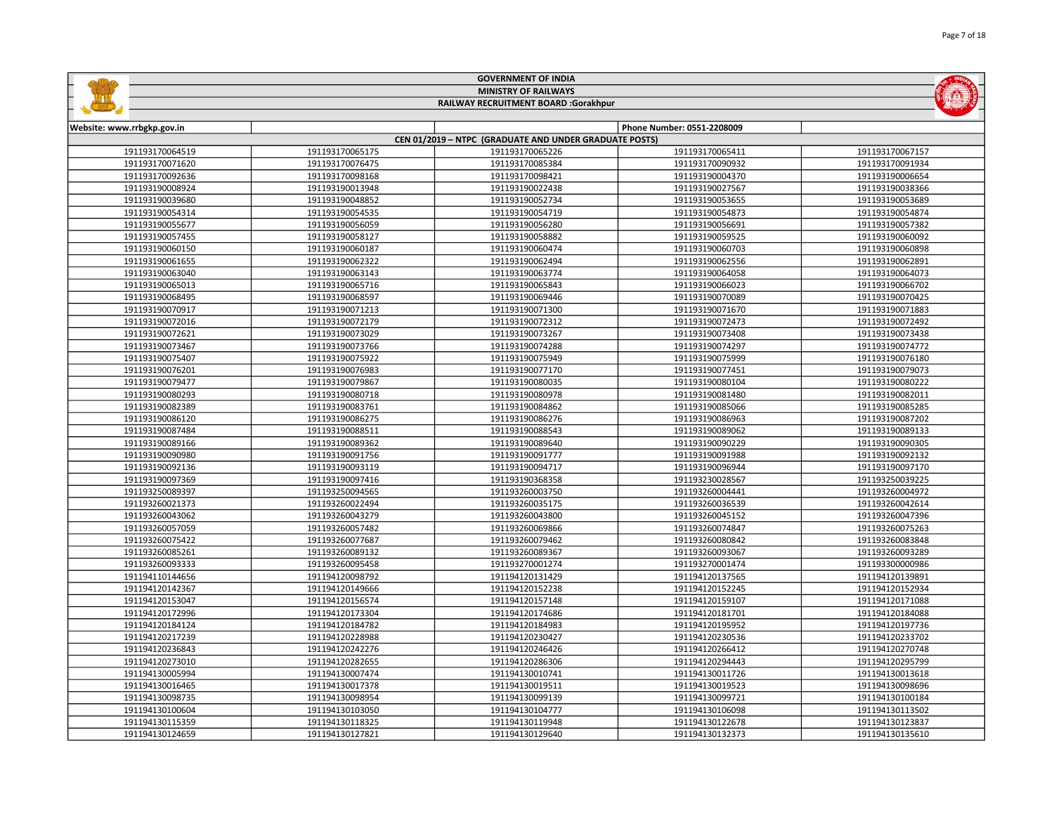GOVERNMENT OF INDIA

MINISTRY OF RAILWAYS

RAILWAY RECRUITMENT BOARD :Gorakhpur

Website: www.rrbgkp.gov.in | Phone Number: 0551-2208009

CEN 01/2019 – NTPC (GRADUATE AND UNDER GRADUATE POSTS)

| | | | | |
|---|---|---|---|---|
| 191193170064519 | 191193170065175 | 191193170065226 | 191193170065411 | 191193170067157 |
| 191193170071620 | 191193170076475 | 191193170085384 | 191193170090932 | 191193170091934 |
| 191193170092636 | 191193170098168 | 191193170098421 | 191193190004370 | 191193190006654 |
| 191193190008924 | 191193190013948 | 191193190022438 | 191193190027567 | 191193190038366 |
| 191193190039680 | 191193190048852 | 191193190052734 | 191193190053655 | 191193190053689 |
| 191193190054314 | 191193190054535 | 191193190054719 | 191193190054873 | 191193190054874 |
| 191193190055677 | 191193190056059 | 191193190056280 | 191193190056691 | 191193190057382 |
| 191193190057455 | 191193190058127 | 191193190058882 | 191193190059525 | 191193190060092 |
| 191193190060150 | 191193190060187 | 191193190060474 | 191193190060703 | 191193190060898 |
| 191193190061655 | 191193190062322 | 191193190062494 | 191193190062556 | 191193190062891 |
| 191193190063040 | 191193190063143 | 191193190063774 | 191193190064058 | 191193190064073 |
| 191193190065013 | 191193190065716 | 191193190065843 | 191193190066023 | 191193190066702 |
| 191193190068495 | 191193190068597 | 191193190069446 | 191193190070089 | 191193190070425 |
| 191193190070917 | 191193190071213 | 191193190071300 | 191193190071670 | 191193190071883 |
| 191193190072016 | 191193190072179 | 191193190072312 | 191193190072473 | 191193190072492 |
| 191193190072621 | 191193190073029 | 191193190073267 | 191193190073408 | 191193190073438 |
| 191193190073467 | 191193190073766 | 191193190074288 | 191193190074297 | 191193190074772 |
| 191193190075407 | 191193190075922 | 191193190075949 | 191193190075999 | 191193190076180 |
| 191193190076201 | 191193190076983 | 191193190077170 | 191193190077451 | 191193190079073 |
| 191193190079477 | 191193190079867 | 191193190080035 | 191193190080104 | 191193190080222 |
| 191193190080293 | 191193190080718 | 191193190080978 | 191193190081480 | 191193190082011 |
| 191193190082389 | 191193190083761 | 191193190084862 | 191193190085066 | 191193190085285 |
| 191193190086120 | 191193190086275 | 191193190086276 | 191193190086963 | 191193190087202 |
| 191193190087484 | 191193190088511 | 191193190088543 | 191193190089062 | 191193190089133 |
| 191193190089166 | 191193190089362 | 191193190089640 | 191193190090229 | 191193190090305 |
| 191193190090980 | 191193190091756 | 191193190091777 | 191193190091988 | 191193190092132 |
| 191193190092136 | 191193190093119 | 191193190094717 | 191193190096944 | 191193190097170 |
| 191193190097369 | 191193190097416 | 191193190368358 | 191193230028567 | 191193250039225 |
| 191193250089397 | 191193250094565 | 191193260003750 | 191193260004441 | 191193260004972 |
| 191193260021373 | 191193260022494 | 191193260035175 | 191193260036539 | 191193260042614 |
| 191193260043062 | 191193260043279 | 191193260043800 | 191193260045152 | 191193260047396 |
| 191193260057059 | 191193260057482 | 191193260069866 | 191193260074847 | 191193260075263 |
| 191193260075422 | 191193260077687 | 191193260079462 | 191193260080842 | 191193260083848 |
| 191193260085261 | 191193260089132 | 191193260089367 | 191193260093067 | 191193260093289 |
| 191193260093333 | 191193260095458 | 191193270001274 | 191193270001474 | 191193300000986 |
| 191194110144656 | 191194120098792 | 191194120131429 | 191194120137565 | 191194120139891 |
| 191194120142367 | 191194120149666 | 191194120152238 | 191194120152245 | 191194120152934 |
| 191194120153047 | 191194120156574 | 191194120157148 | 191194120159107 | 191194120171088 |
| 191194120172996 | 191194120173304 | 191194120174686 | 191194120181701 | 191194120184088 |
| 191194120184124 | 191194120184782 | 191194120184983 | 191194120195952 | 191194120197736 |
| 191194120217239 | 191194120228988 | 191194120230427 | 191194120230536 | 191194120233702 |
| 191194120236843 | 191194120242276 | 191194120246426 | 191194120266412 | 191194120270748 |
| 191194120273010 | 191194120282655 | 191194120286306 | 191194120294443 | 191194120295799 |
| 191194130005994 | 191194130007474 | 191194130010741 | 191194130011726 | 191194130013618 |
| 191194130016465 | 191194130017378 | 191194130019511 | 191194130019523 | 191194130098696 |
| 191194130098735 | 191194130098954 | 191194130099139 | 191194130099721 | 191194130100184 |
| 191194130100604 | 191194130103050 | 191194130104777 | 191194130106098 | 191194130113502 |
| 191194130115359 | 191194130118325 | 191194130119948 | 191194130122678 | 191194130123837 |
| 191194130124659 | 191194130127821 | 191194130129640 | 191194130132373 | 191194130135610 |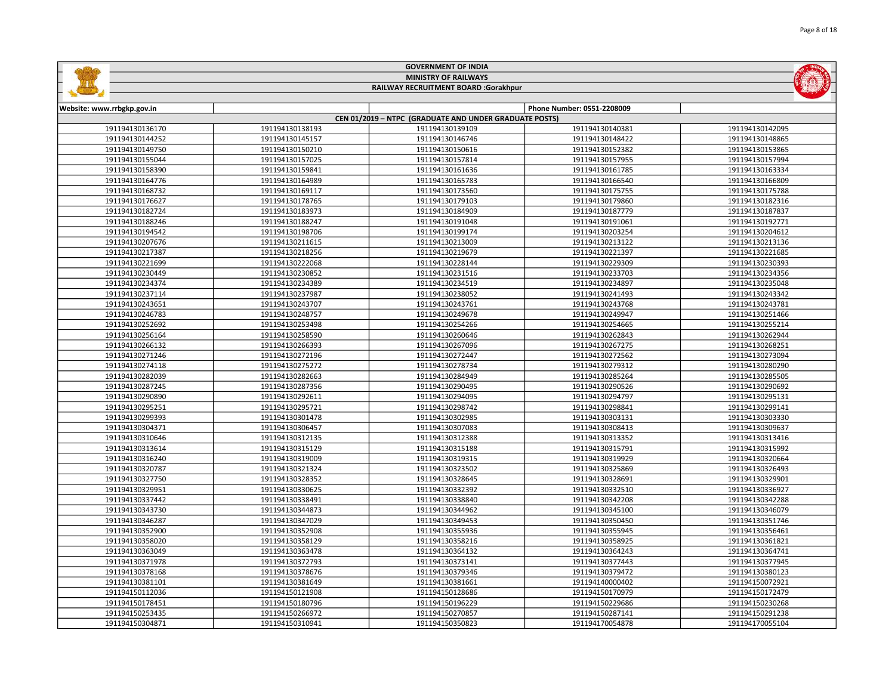# GOVERNMENT OF INDIA

## MINISTRY OF RAILWAYS

## RAILWAY RECRUITMENT BOARD :Gorakhpur

| Website: www.rrbgkp.gov.in | | | Phone Number: 0551-2208009 | |
|---|---|---|---|---|
| **CEN 01/2019 – NTPC (GRADUATE AND UNDER GRADUATE POSTS)** | | | | |
| 191194130136170 | 191194130138193 | 191194130139109 | 191194130140381 | 191194130142095 |
| 191194130144252 | 191194130145157 | 191194130146746 | 191194130148422 | 191194130148865 |
| 191194130149750 | 191194130150210 | 191194130150616 | 191194130152382 | 191194130153865 |
| 191194130155044 | 191194130157025 | 191194130157814 | 191194130157955 | 191194130157994 |
| 191194130158390 | 191194130159841 | 191194130161636 | 191194130161785 | 191194130163334 |
| 191194130164776 | 191194130164989 | 191194130165783 | 191194130166540 | 191194130166809 |
| 191194130168732 | 191194130169117 | 191194130173560 | 191194130175755 | 191194130175788 |
| 191194130176627 | 191194130178765 | 191194130179103 | 191194130179860 | 191194130182316 |
| 191194130182724 | 191194130183973 | 191194130184909 | 191194130187779 | 191194130187837 |
| 191194130188246 | 191194130188247 | 191194130191048 | 191194130191061 | 191194130192771 |
| 191194130194542 | 191194130198706 | 191194130199174 | 191194130203254 | 191194130204612 |
| 191194130207676 | 191194130211615 | 191194130213009 | 191194130213122 | 191194130213136 |
| 191194130217387 | 191194130218256 | 191194130219679 | 191194130221397 | 191194130221685 |
| 191194130221699 | 191194130222068 | 191194130228144 | 191194130229309 | 191194130230393 |
| 191194130230449 | 191194130230852 | 191194130231516 | 191194130233703 | 191194130234356 |
| 191194130234374 | 191194130234389 | 191194130234519 | 191194130234897 | 191194130235048 |
| 191194130237114 | 191194130237987 | 191194130238052 | 191194130241493 | 191194130243342 |
| 191194130243651 | 191194130243707 | 191194130243761 | 191194130243768 | 191194130243781 |
| 191194130246783 | 191194130248757 | 191194130249678 | 191194130249947 | 191194130251466 |
| 191194130252692 | 191194130253498 | 191194130254266 | 191194130254665 | 191194130255214 |
| 191194130256164 | 191194130258590 | 191194130260646 | 191194130262843 | 191194130262944 |
| 191194130266132 | 191194130266393 | 191194130267096 | 191194130267275 | 191194130268251 |
| 191194130271246 | 191194130272196 | 191194130272447 | 191194130272562 | 191194130273094 |
| 191194130274118 | 191194130275272 | 191194130278734 | 191194130279312 | 191194130280290 |
| 191194130282039 | 191194130282663 | 191194130284949 | 191194130285264 | 191194130285505 |
| 191194130287245 | 191194130287356 | 191194130290495 | 191194130290526 | 191194130290692 |
| 191194130290890 | 191194130292611 | 191194130294095 | 191194130294797 | 191194130295131 |
| 191194130295251 | 191194130295721 | 191194130298742 | 191194130298841 | 191194130299141 |
| 191194130299393 | 191194130301478 | 191194130302985 | 191194130303131 | 191194130303330 |
| 191194130304371 | 191194130306457 | 191194130307083 | 191194130308413 | 191194130309637 |
| 191194130310646 | 191194130312135 | 191194130312388 | 191194130313352 | 191194130313416 |
| 191194130313614 | 191194130315129 | 191194130315188 | 191194130315791 | 191194130315992 |
| 191194130316240 | 191194130319009 | 191194130319315 | 191194130319929 | 191194130320664 |
| 191194130320787 | 191194130321324 | 191194130323502 | 191194130325869 | 191194130326493 |
| 191194130327750 | 191194130328352 | 191194130328645 | 191194130328691 | 191194130329901 |
| 191194130329951 | 191194130330625 | 191194130332392 | 191194130332510 | 191194130336927 |
| 191194130337442 | 191194130338491 | 191194130338840 | 191194130342208 | 191194130342288 |
| 191194130343730 | 191194130344873 | 191194130344962 | 191194130345100 | 191194130346079 |
| 191194130346287 | 191194130347029 | 191194130349453 | 191194130350450 | 191194130351746 |
| 191194130352900 | 191194130352908 | 191194130355936 | 191194130355945 | 191194130356461 |
| 191194130358020 | 191194130358129 | 191194130358216 | 191194130358925 | 191194130361821 |
| 191194130363049 | 191194130363478 | 191194130364132 | 191194130364243 | 191194130364741 |
| 191194130371978 | 191194130372793 | 191194130373141 | 191194130377443 | 191194130377945 |
| 191194130378168 | 191194130378676 | 191194130379346 | 191194130379472 | 191194130380123 |
| 191194130381101 | 191194130381649 | 191194130381661 | 191194140000402 | 191194150072921 |
| 191194150112036 | 191194150121908 | 191194150128686 | 191194150170979 | 191194150172479 |
| 191194150178451 | 191194150180796 | 191194150196229 | 191194150229686 | 191194150230268 |
| 191194150253435 | 191194150266972 | 191194150270857 | 191194150287141 | 191194150291238 |
| 191194150304871 | 191194150310941 | 191194150350823 | 191194170054878 | 191194170055104 |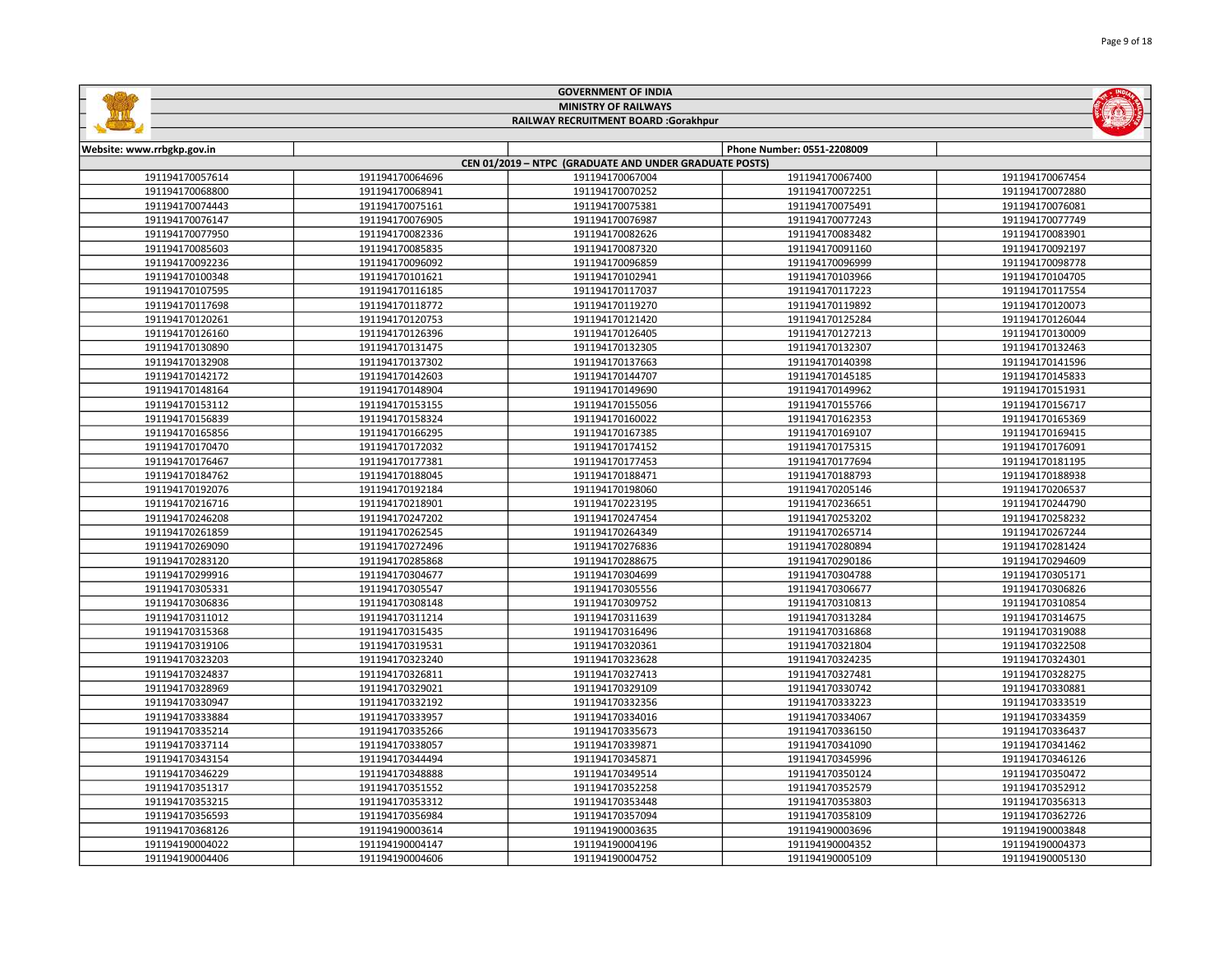GOVERNMENT OF INDIA

MINISTRY OF RAILWAYS

RAILWAY RECRUITMENT BOARD :Gorakhpur

| Website: www.rrbgkp.gov.in | | | Phone Number: 0551-2208009 | |
|---|---|---|---|---|
| CEN 01/2019 – NTPC (GRADUATE AND UNDER GRADUATE POSTS) | | | | |
| 191194170057614 | 191194170064696 | 191194170067004 | 191194170067400 | 191194170067454 |
| 191194170068800 | 191194170068941 | 191194170070252 | 191194170072251 | 191194170072880 |
| 191194170074443 | 191194170075161 | 191194170075381 | 191194170075491 | 191194170076081 |
| 191194170076147 | 191194170076905 | 191194170076987 | 191194170077243 | 191194170077749 |
| 191194170077950 | 191194170082336 | 191194170082626 | 191194170083482 | 191194170083901 |
| 191194170085603 | 191194170085835 | 191194170087320 | 191194170091160 | 191194170092197 |
| 191194170092236 | 191194170096092 | 191194170096859 | 191194170096999 | 191194170098778 |
| 191194170100348 | 191194170101621 | 191194170102941 | 191194170103966 | 191194170104705 |
| 191194170107595 | 191194170116185 | 191194170117037 | 191194170117223 | 191194170117554 |
| 191194170117698 | 191194170118772 | 191194170119270 | 191194170119892 | 191194170120073 |
| 191194170120261 | 191194170120753 | 191194170121420 | 191194170125284 | 191194170126044 |
| 191194170126160 | 191194170126396 | 191194170126405 | 191194170127213 | 191194170130009 |
| 191194170130890 | 191194170131475 | 191194170132305 | 191194170132307 | 191194170132463 |
| 191194170132908 | 191194170137302 | 191194170137663 | 191194170140398 | 191194170141596 |
| 191194170142172 | 191194170142603 | 191194170144707 | 191194170145185 | 191194170145833 |
| 191194170148164 | 191194170148904 | 191194170149690 | 191194170149962 | 191194170151931 |
| 191194170153112 | 191194170153155 | 191194170155056 | 191194170155766 | 191194170156717 |
| 191194170156839 | 191194170158324 | 191194170160022 | 191194170162353 | 191194170165369 |
| 191194170165856 | 191194170166295 | 191194170167385 | 191194170169107 | 191194170169415 |
| 191194170170470 | 191194170172032 | 191194170174152 | 191194170175315 | 191194170176091 |
| 191194170176467 | 191194170177381 | 191194170177453 | 191194170177694 | 191194170181195 |
| 191194170184762 | 191194170188045 | 191194170188471 | 191194170188793 | 191194170188938 |
| 191194170192076 | 191194170192184 | 191194170198060 | 191194170205146 | 191194170206537 |
| 191194170216716 | 191194170218901 | 191194170223195 | 191194170236651 | 191194170244790 |
| 191194170246208 | 191194170247202 | 191194170247454 | 191194170253202 | 191194170258232 |
| 191194170261859 | 191194170262545 | 191194170264349 | 191194170265714 | 191194170267244 |
| 191194170269090 | 191194170272496 | 191194170276836 | 191194170280894 | 191194170281424 |
| 191194170283120 | 191194170285868 | 191194170288675 | 191194170290186 | 191194170294609 |
| 191194170299916 | 191194170304677 | 191194170304699 | 191194170304788 | 191194170305171 |
| 191194170305331 | 191194170305547 | 191194170305556 | 191194170306677 | 191194170306826 |
| 191194170306836 | 191194170308148 | 191194170309752 | 191194170310813 | 191194170310854 |
| 191194170311012 | 191194170311214 | 191194170311639 | 191194170313284 | 191194170314675 |
| 191194170315368 | 191194170315435 | 191194170316496 | 191194170316868 | 191194170319088 |
| 191194170319106 | 191194170319531 | 191194170320361 | 191194170321804 | 191194170322508 |
| 191194170323203 | 191194170323240 | 191194170323628 | 191194170324235 | 191194170324301 |
| 191194170324837 | 191194170326811 | 191194170327413 | 191194170327481 | 191194170328275 |
| 191194170328969 | 191194170329021 | 191194170329109 | 191194170330742 | 191194170330881 |
| 191194170330947 | 191194170332192 | 191194170332356 | 191194170333223 | 191194170333519 |
| 191194170333884 | 191194170333957 | 191194170334016 | 191194170334067 | 191194170334359 |
| 191194170335214 | 191194170335266 | 191194170335673 | 191194170336150 | 191194170336437 |
| 191194170337114 | 191194170338057 | 191194170339871 | 191194170341090 | 191194170341462 |
| 191194170343154 | 191194170344494 | 191194170345871 | 191194170345996 | 191194170346126 |
| 191194170346229 | 191194170348888 | 191194170349514 | 191194170350124 | 191194170350472 |
| 191194170351317 | 191194170351552 | 191194170352258 | 191194170352579 | 191194170352912 |
| 191194170353215 | 191194170353312 | 191194170353448 | 191194170353803 | 191194170356313 |
| 191194170356593 | 191194170356984 | 191194170357094 | 191194170358109 | 191194170362726 |
| 191194170368126 | 191194190003614 | 191194190003635 | 191194190003696 | 191194190003848 |
| 191194190004022 | 191194190004147 | 191194190004196 | 191194190004352 | 191194190004373 |
| 191194190004406 | 191194190004606 | 191194190004752 | 191194190005109 | 191194190005130 |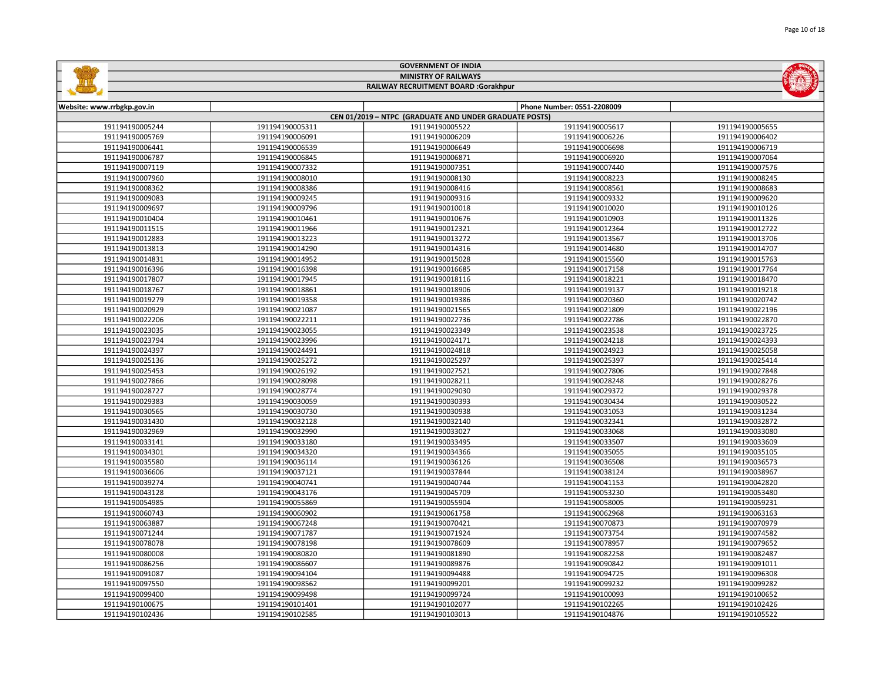# GOVERNMENT OF INDIA

## MINISTRY OF RAILWAYS

## RAILWAY RECRUITMENT BOARD :Gorakhpur

Website: www.rrbgkp.gov.in | Phone Number: 0551-2208009

### CEN 01/2019 – NTPC (GRADUATE AND UNDER GRADUATE POSTS)

| | | | | |
|---|---|---|---|---|
| 191194190005244 | 191194190005311 | 191194190005522 | 191194190005617 | 191194190005655 |
| 191194190005769 | 191194190006091 | 191194190006209 | 191194190006226 | 191194190006402 |
| 191194190006441 | 191194190006539 | 191194190006649 | 191194190006698 | 191194190006719 |
| 191194190006787 | 191194190006845 | 191194190006871 | 191194190006920 | 191194190007064 |
| 191194190007119 | 191194190007332 | 191194190007351 | 191194190007440 | 191194190007576 |
| 191194190007960 | 191194190008010 | 191194190008130 | 191194190008223 | 191194190008245 |
| 191194190008362 | 191194190008386 | 191194190008416 | 191194190008561 | 191194190008683 |
| 191194190009083 | 191194190009245 | 191194190009316 | 191194190009332 | 191194190009620 |
| 191194190009697 | 191194190009796 | 191194190010018 | 191194190010020 | 191194190010126 |
| 191194190010404 | 191194190010461 | 191194190010676 | 191194190010903 | 191194190011326 |
| 191194190011515 | 191194190011966 | 191194190012321 | 191194190012364 | 191194190012722 |
| 191194190012883 | 191194190013223 | 191194190013272 | 191194190013567 | 191194190013706 |
| 191194190013813 | 191194190014290 | 191194190014316 | 191194190014680 | 191194190014707 |
| 191194190014831 | 191194190014952 | 191194190015028 | 191194190015560 | 191194190015763 |
| 191194190016396 | 191194190016398 | 191194190016685 | 191194190017158 | 191194190017764 |
| 191194190017807 | 191194190017945 | 191194190018116 | 191194190018221 | 191194190018470 |
| 191194190018767 | 191194190018861 | 191194190018906 | 191194190019137 | 191194190019218 |
| 191194190019279 | 191194190019358 | 191194190019386 | 191194190020360 | 191194190020742 |
| 191194190020929 | 191194190021087 | 191194190021565 | 191194190021809 | 191194190022196 |
| 191194190022206 | 191194190022211 | 191194190022736 | 191194190022786 | 191194190022870 |
| 191194190023035 | 191194190023055 | 191194190023349 | 191194190023538 | 191194190023725 |
| 191194190023794 | 191194190023996 | 191194190024171 | 191194190024218 | 191194190024393 |
| 191194190024397 | 191194190024491 | 191194190024818 | 191194190024923 | 191194190025058 |
| 191194190025136 | 191194190025272 | 191194190025297 | 191194190025397 | 191194190025414 |
| 191194190025453 | 191194190026192 | 191194190027521 | 191194190027806 | 191194190027848 |
| 191194190027866 | 191194190028098 | 191194190028211 | 191194190028248 | 191194190028276 |
| 191194190028727 | 191194190028774 | 191194190029030 | 191194190029372 | 191194190029378 |
| 191194190029383 | 191194190030059 | 191194190030393 | 191194190030434 | 191194190030522 |
| 191194190030565 | 191194190030730 | 191194190030938 | 191194190031053 | 191194190031234 |
| 191194190031430 | 191194190032128 | 191194190032140 | 191194190032341 | 191194190032872 |
| 191194190032969 | 191194190032990 | 191194190033027 | 191194190033068 | 191194190033080 |
| 191194190033141 | 191194190033180 | 191194190033495 | 191194190033507 | 191194190033609 |
| 191194190034301 | 191194190034320 | 191194190034366 | 191194190035055 | 191194190035105 |
| 191194190035580 | 191194190036114 | 191194190036126 | 191194190036508 | 191194190036573 |
| 191194190036606 | 191194190037121 | 191194190037844 | 191194190038124 | 191194190038967 |
| 191194190039274 | 191194190040741 | 191194190040744 | 191194190041153 | 191194190042820 |
| 191194190043128 | 191194190043176 | 191194190045709 | 191194190053230 | 191194190053480 |
| 191194190054985 | 191194190055869 | 191194190055904 | 191194190058005 | 191194190059231 |
| 191194190060743 | 191194190060902 | 191194190061758 | 191194190062968 | 191194190063163 |
| 191194190063887 | 191194190067248 | 191194190070421 | 191194190070873 | 191194190070979 |
| 191194190071244 | 191194190071787 | 191194190071924 | 191194190073754 | 191194190074582 |
| 191194190078078 | 191194190078198 | 191194190078609 | 191194190078957 | 191194190079652 |
| 191194190080008 | 191194190080820 | 191194190081890 | 191194190082258 | 191194190082487 |
| 191194190086256 | 191194190086607 | 191194190089876 | 191194190090842 | 191194190091011 |
| 191194190091087 | 191194190094104 | 191194190094488 | 191194190094725 | 191194190096308 |
| 191194190097550 | 191194190098562 | 191194190099201 | 191194190099232 | 191194190099282 |
| 191194190099400 | 191194190099498 | 191194190099724 | 191194190100093 | 191194190100652 |
| 191194190100675 | 191194190101401 | 191194190102077 | 191194190102265 | 191194190102426 |
| 191194190102436 | 191194190102585 | 191194190103013 | 191194190104876 | 191194190105522 |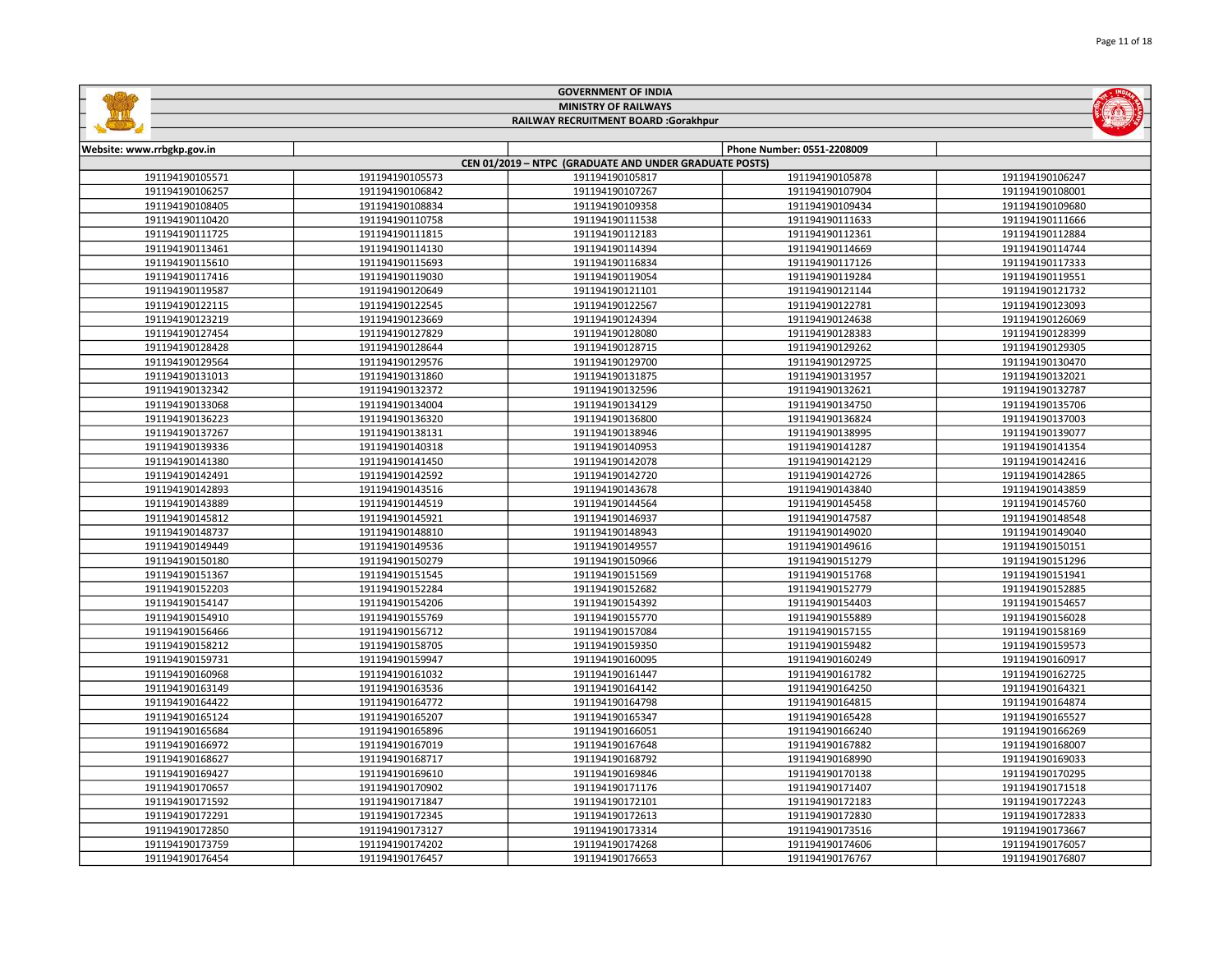# GOVERNMENT OF INDIA

## MINISTRY OF RAILWAYS

## RAILWAY RECRUITMENT BOARD :Gorakhpur

Website: www.rrbgkp.gov.in | Phone Number: 0551-2208009

### CEN 01/2019 – NTPC (GRADUATE AND UNDER GRADUATE POSTS)

| | | | | |
|---|---|---|---|---|
| 191194190105571 | 191194190105573 | 191194190105817 | 191194190105878 | 191194190106247 |
| 191194190106257 | 191194190106842 | 191194190107267 | 191194190107904 | 191194190108001 |
| 191194190108405 | 191194190108834 | 191194190109358 | 191194190109434 | 191194190109680 |
| 191194190110420 | 191194190110758 | 191194190111538 | 191194190111633 | 191194190111666 |
| 191194190111725 | 191194190111815 | 191194190112183 | 191194190112361 | 191194190112884 |
| 191194190113461 | 191194190114130 | 191194190114394 | 191194190114669 | 191194190114744 |
| 191194190115610 | 191194190115693 | 191194190116834 | 191194190117126 | 191194190117333 |
| 191194190117416 | 191194190119030 | 191194190119054 | 191194190119284 | 191194190119551 |
| 191194190119587 | 191194190120649 | 191194190121101 | 191194190121144 | 191194190121732 |
| 191194190122115 | 191194190122545 | 191194190122567 | 191194190122781 | 191194190123093 |
| 191194190123219 | 191194190123669 | 191194190124394 | 191194190124638 | 191194190126069 |
| 191194190127454 | 191194190127829 | 191194190128080 | 191194190128383 | 191194190128399 |
| 191194190128428 | 191194190128644 | 191194190128715 | 191194190129262 | 191194190129305 |
| 191194190129564 | 191194190129576 | 191194190129700 | 191194190129725 | 191194190130470 |
| 191194190131013 | 191194190131860 | 191194190131875 | 191194190131957 | 191194190132021 |
| 191194190132342 | 191194190132372 | 191194190132596 | 191194190132621 | 191194190132787 |
| 191194190133068 | 191194190134004 | 191194190134129 | 191194190134750 | 191194190135706 |
| 191194190136223 | 191194190136320 | 191194190136800 | 191194190136824 | 191194190137003 |
| 191194190137267 | 191194190138131 | 191194190138946 | 191194190138995 | 191194190139077 |
| 191194190139336 | 191194190140318 | 191194190140953 | 191194190141287 | 191194190141354 |
| 191194190141380 | 191194190141450 | 191194190142078 | 191194190142129 | 191194190142416 |
| 191194190142491 | 191194190142592 | 191194190142720 | 191194190142726 | 191194190142865 |
| 191194190142893 | 191194190143516 | 191194190143678 | 191194190143840 | 191194190143859 |
| 191194190143889 | 191194190144519 | 191194190144564 | 191194190145458 | 191194190145760 |
| 191194190145812 | 191194190145921 | 191194190146937 | 191194190147587 | 191194190148548 |
| 191194190148737 | 191194190148810 | 191194190148943 | 191194190149020 | 191194190149040 |
| 191194190149449 | 191194190149536 | 191194190149557 | 191194190149616 | 191194190150151 |
| 191194190150180 | 191194190150279 | 191194190150966 | 191194190151279 | 191194190151296 |
| 191194190151367 | 191194190151545 | 191194190151569 | 191194190151768 | 191194190151941 |
| 191194190152203 | 191194190152284 | 191194190152682 | 191194190152779 | 191194190152885 |
| 191194190154147 | 191194190154206 | 191194190154392 | 191194190154403 | 191194190154657 |
| 191194190154910 | 191194190155769 | 191194190155770 | 191194190155889 | 191194190156028 |
| 191194190156466 | 191194190156712 | 191194190157084 | 191194190157155 | 191194190158169 |
| 191194190158212 | 191194190158705 | 191194190159350 | 191194190159482 | 191194190159573 |
| 191194190159731 | 191194190159947 | 191194190160095 | 191194190160249 | 191194190160917 |
| 191194190160968 | 191194190161032 | 191194190161447 | 191194190161782 | 191194190162725 |
| 191194190163149 | 191194190163536 | 191194190164142 | 191194190164250 | 191194190164321 |
| 191194190164422 | 191194190164772 | 191194190164798 | 191194190164815 | 191194190164874 |
| 191194190165124 | 191194190165207 | 191194190165347 | 191194190165428 | 191194190165527 |
| 191194190165684 | 191194190165896 | 191194190166051 | 191194190166240 | 191194190166269 |
| 191194190166972 | 191194190167019 | 191194190167648 | 191194190167882 | 191194190168007 |
| 191194190168627 | 191194190168717 | 191194190168792 | 191194190168990 | 191194190169033 |
| 191194190169427 | 191194190169610 | 191194190169846 | 191194190170138 | 191194190170295 |
| 191194190170657 | 191194190170902 | 191194190171176 | 191194190171407 | 191194190171518 |
| 191194190171592 | 191194190171847 | 191194190172101 | 191194190172183 | 191194190172243 |
| 191194190172291 | 191194190172345 | 191194190172613 | 191194190172830 | 191194190172833 |
| 191194190172850 | 191194190173127 | 191194190173314 | 191194190173516 | 191194190173667 |
| 191194190173759 | 191194190174202 | 191194190174268 | 191194190174606 | 191194190176057 |
| 191194190176454 | 191194190176457 | 191194190176653 | 191194190176767 | 191194190176807 |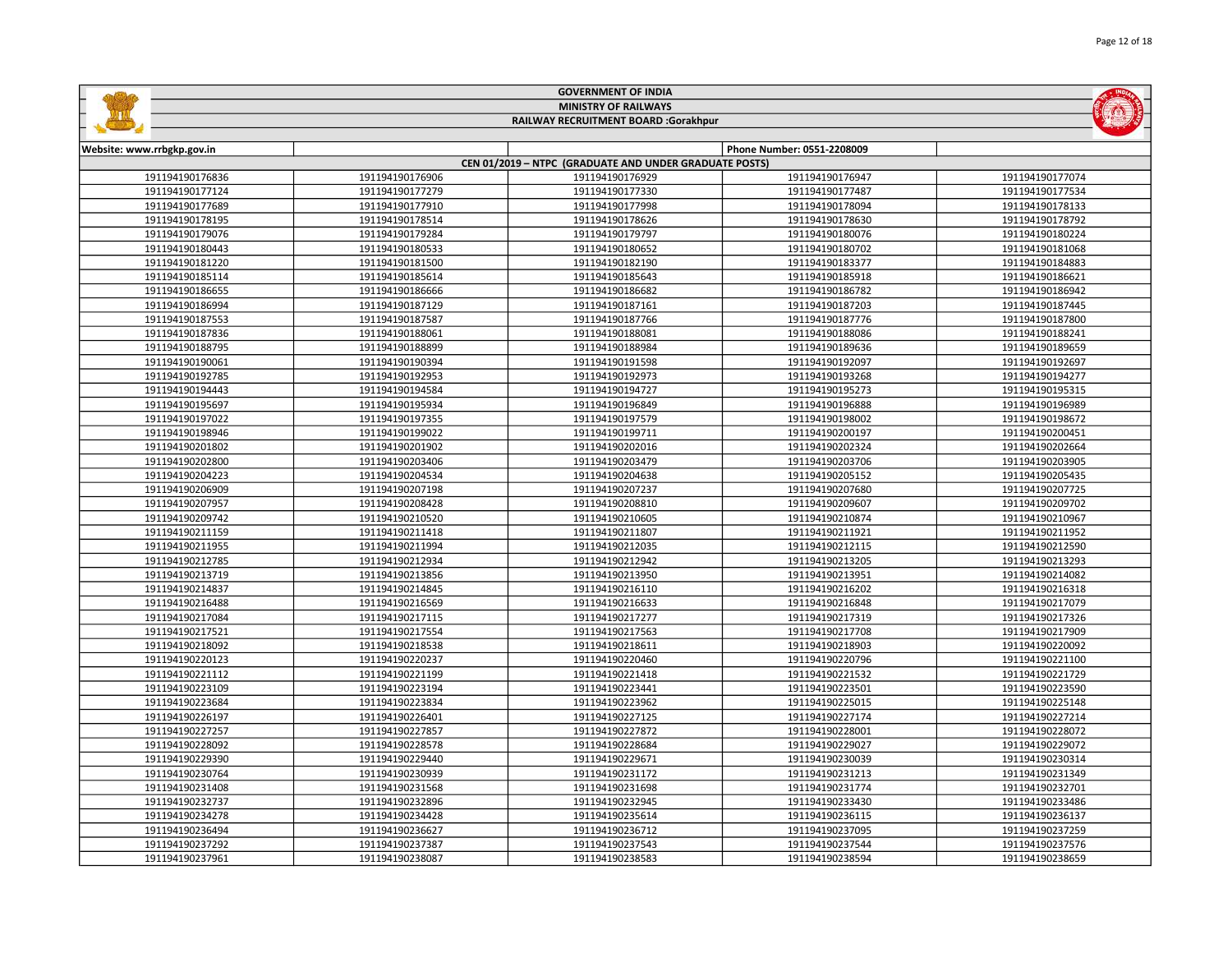# GOVERNMENT OF INDIA

## MINISTRY OF RAILWAYS

### RAILWAY RECRUITMENT BOARD :Gorakhpur

| Website: www.rrbgkp.gov.in | | | Phone Number: 0551-2208009 | |
|---|---|---|---|---|
| CEN 01/2019 – NTPC (GRADUATE AND UNDER GRADUATE POSTS) | | | | |
| 191194190176836 | 191194190176906 | 191194190176929 | 191194190176947 | 191194190177074 |
| 191194190177124 | 191194190177279 | 191194190177330 | 191194190177487 | 191194190177534 |
| 191194190177689 | 191194190177910 | 191194190177998 | 191194190178094 | 191194190178133 |
| 191194190178195 | 191194190178514 | 191194190178626 | 191194190178630 | 191194190178792 |
| 191194190179076 | 191194190179284 | 191194190179797 | 191194190180076 | 191194190180224 |
| 191194190180443 | 191194190180533 | 191194190180652 | 191194190180702 | 191194190181068 |
| 191194190181220 | 191194190181500 | 191194190182190 | 191194190183377 | 191194190184883 |
| 191194190185114 | 191194190185614 | 191194190185643 | 191194190185918 | 191194190186621 |
| 191194190186655 | 191194190186666 | 191194190186682 | 191194190186782 | 191194190186942 |
| 191194190186994 | 191194190187129 | 191194190187161 | 191194190187203 | 191194190187445 |
| 191194190187553 | 191194190187587 | 191194190187766 | 191194190187776 | 191194190187800 |
| 191194190187836 | 191194190188061 | 191194190188081 | 191194190188086 | 191194190188241 |
| 191194190188795 | 191194190188899 | 191194190188984 | 191194190189636 | 191194190189659 |
| 191194190190061 | 191194190190394 | 191194190191598 | 191194190192097 | 191194190192697 |
| 191194190192785 | 191194190192953 | 191194190192973 | 191194190193268 | 191194190194277 |
| 191194190194443 | 191194190194584 | 191194190194727 | 191194190195273 | 191194190195315 |
| 191194190195697 | 191194190195934 | 191194190196849 | 191194190196888 | 191194190196989 |
| 191194190197022 | 191194190197355 | 191194190197579 | 191194190198002 | 191194190198672 |
| 191194190198946 | 191194190199022 | 191194190199711 | 191194190200197 | 191194190200451 |
| 191194190201802 | 191194190201902 | 191194190202016 | 191194190202324 | 191194190202664 |
| 191194190202800 | 191194190203406 | 191194190203479 | 191194190203706 | 191194190203905 |
| 191194190204223 | 191194190204534 | 191194190204638 | 191194190205152 | 191194190205435 |
| 191194190206909 | 191194190207198 | 191194190207237 | 191194190207680 | 191194190207725 |
| 191194190207957 | 191194190208428 | 191194190208810 | 191194190209607 | 191194190209702 |
| 191194190209742 | 191194190210520 | 191194190210605 | 191194190210874 | 191194190210967 |
| 191194190211159 | 191194190211418 | 191194190211807 | 191194190211921 | 191194190211952 |
| 191194190211955 | 191194190211994 | 191194190212035 | 191194190212115 | 191194190212590 |
| 191194190212785 | 191194190212934 | 191194190212942 | 191194190213205 | 191194190213293 |
| 191194190213719 | 191194190213856 | 191194190213950 | 191194190213951 | 191194190214082 |
| 191194190214837 | 191194190214845 | 191194190216110 | 191194190216202 | 191194190216318 |
| 191194190216488 | 191194190216569 | 191194190216633 | 191194190216848 | 191194190217079 |
| 191194190217084 | 191194190217115 | 191194190217277 | 191194190217319 | 191194190217326 |
| 191194190217521 | 191194190217554 | 191194190217563 | 191194190217708 | 191194190217909 |
| 191194190218092 | 191194190218538 | 191194190218611 | 191194190218903 | 191194190220092 |
| 191194190220123 | 191194190220237 | 191194190220460 | 191194190220796 | 191194190221100 |
| 191194190221112 | 191194190221199 | 191194190221418 | 191194190221532 | 191194190221729 |
| 191194190223109 | 191194190223194 | 191194190223441 | 191194190223501 | 191194190223590 |
| 191194190223684 | 191194190223834 | 191194190223962 | 191194190225015 | 191194190225148 |
| 191194190226197 | 191194190226401 | 191194190227125 | 191194190227174 | 191194190227214 |
| 191194190227257 | 191194190227857 | 191194190227872 | 191194190228001 | 191194190228072 |
| 191194190228092 | 191194190228578 | 191194190228684 | 191194190229027 | 191194190229072 |
| 191194190229390 | 191194190229440 | 191194190229671 | 191194190230039 | 191194190230314 |
| 191194190230764 | 191194190230939 | 191194190231172 | 191194190231213 | 191194190231349 |
| 191194190231408 | 191194190231568 | 191194190231698 | 191194190231774 | 191194190232701 |
| 191194190232737 | 191194190232896 | 191194190232945 | 191194190233430 | 191194190233486 |
| 191194190234278 | 191194190234428 | 191194190235614 | 191194190236115 | 191194190236137 |
| 191194190236494 | 191194190236627 | 191194190236712 | 191194190237095 | 191194190237259 |
| 191194190237292 | 191194190237387 | 191194190237543 | 191194190237544 | 191194190237576 |
| 191194190237961 | 191194190238087 | 191194190238583 | 191194190238594 | 191194190238659 |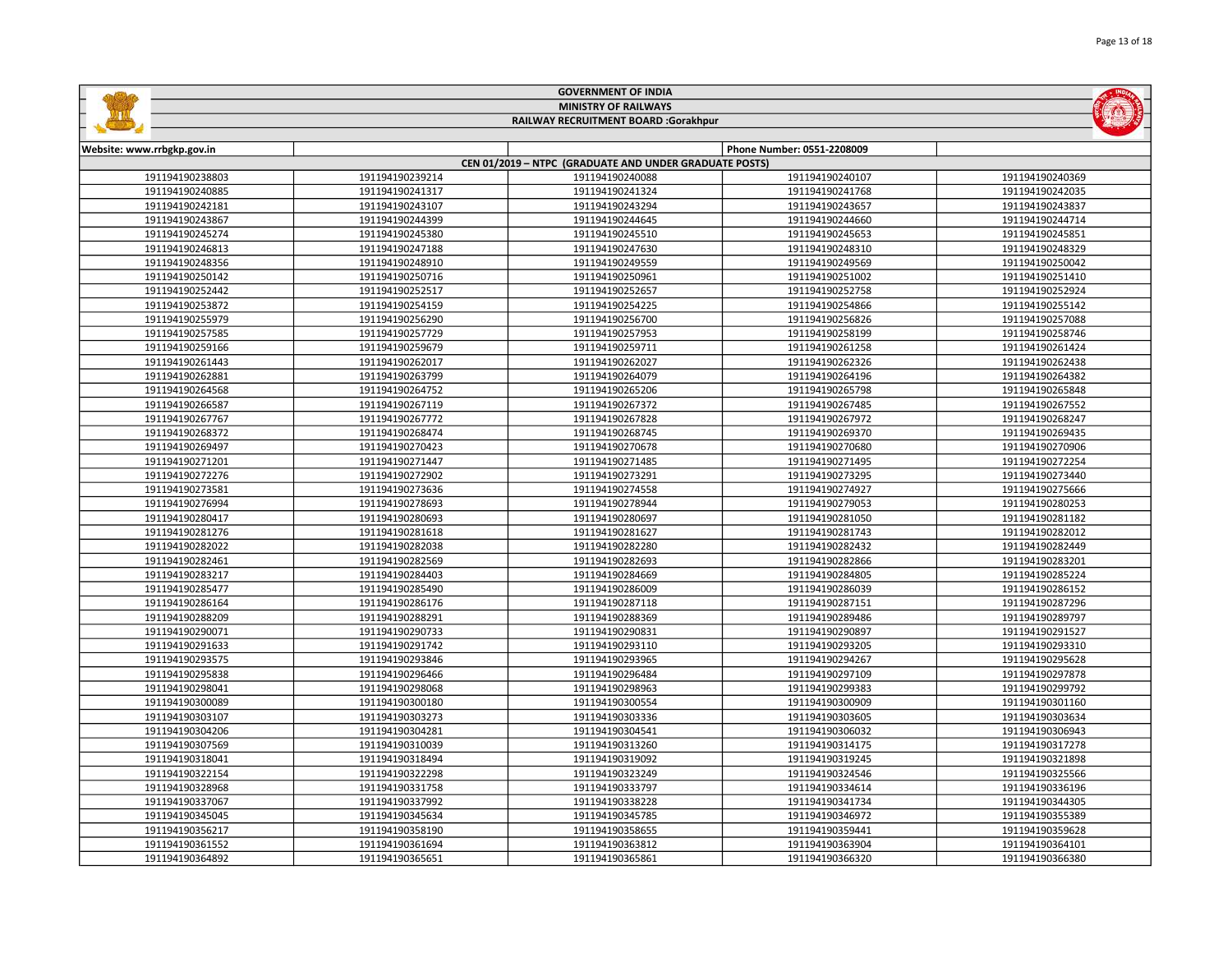# GOVERNMENT OF INDIA

## MINISTRY OF RAILWAYS

## RAILWAY RECRUITMENT BOARD :Gorakhpur

Website: www.rrbgkp.gov.in | Phone Number: 0551-2208009

### CEN 01/2019 – NTPC (GRADUATE AND UNDER GRADUATE POSTS)

| | | | | |
|---|---|---|---|---|
| 191194190238803 | 191194190239214 | 191194190240088 | 191194190240107 | 191194190240369 |
| 191194190240885 | 191194190241317 | 191194190241324 | 191194190241768 | 191194190242035 |
| 191194190242181 | 191194190243107 | 191194190243294 | 191194190243657 | 191194190243837 |
| 191194190243867 | 191194190244399 | 191194190244645 | 191194190244660 | 191194190244714 |
| 191194190245274 | 191194190245380 | 191194190245510 | 191194190245653 | 191194190245851 |
| 191194190246813 | 191194190247188 | 191194190247630 | 191194190248310 | 191194190248329 |
| 191194190248356 | 191194190248910 | 191194190249559 | 191194190249569 | 191194190250042 |
| 191194190250142 | 191194190250716 | 191194190250961 | 191194190251002 | 191194190251410 |
| 191194190252442 | 191194190252517 | 191194190252657 | 191194190252758 | 191194190252924 |
| 191194190253872 | 191194190254159 | 191194190254225 | 191194190254866 | 191194190255142 |
| 191194190255979 | 191194190256290 | 191194190256700 | 191194190256826 | 191194190257088 |
| 191194190257585 | 191194190257729 | 191194190257953 | 191194190258199 | 191194190258746 |
| 191194190259166 | 191194190259679 | 191194190259711 | 191194190261258 | 191194190261424 |
| 191194190261443 | 191194190262017 | 191194190262027 | 191194190262326 | 191194190262438 |
| 191194190262881 | 191194190263799 | 191194190264079 | 191194190264196 | 191194190264382 |
| 191194190264568 | 191194190264752 | 191194190265206 | 191194190265798 | 191194190265848 |
| 191194190266587 | 191194190267119 | 191194190267372 | 191194190267485 | 191194190267552 |
| 191194190267767 | 191194190267772 | 191194190267828 | 191194190267972 | 191194190268247 |
| 191194190268372 | 191194190268474 | 191194190268745 | 191194190269370 | 191194190269435 |
| 191194190269497 | 191194190270423 | 191194190270678 | 191194190270680 | 191194190270906 |
| 191194190271201 | 191194190271447 | 191194190271485 | 191194190271495 | 191194190272254 |
| 191194190272276 | 191194190272902 | 191194190273291 | 191194190273295 | 191194190273440 |
| 191194190273581 | 191194190273636 | 191194190274558 | 191194190274927 | 191194190275666 |
| 191194190276994 | 191194190278693 | 191194190278944 | 191194190279053 | 191194190280253 |
| 191194190280417 | 191194190280693 | 191194190280697 | 191194190281050 | 191194190281182 |
| 191194190281276 | 191194190281618 | 191194190281627 | 191194190281743 | 191194190282012 |
| 191194190282022 | 191194190282038 | 191194190282280 | 191194190282432 | 191194190282449 |
| 191194190282461 | 191194190282569 | 191194190282693 | 191194190282866 | 191194190283201 |
| 191194190283217 | 191194190284403 | 191194190284669 | 191194190284805 | 191194190285224 |
| 191194190285477 | 191194190285490 | 191194190286009 | 191194190286039 | 191194190286152 |
| 191194190286164 | 191194190286176 | 191194190287118 | 191194190287151 | 191194190287296 |
| 191194190288209 | 191194190288291 | 191194190288369 | 191194190289486 | 191194190289797 |
| 191194190290071 | 191194190290733 | 191194190290831 | 191194190290897 | 191194190291527 |
| 191194190291633 | 191194190291742 | 191194190293110 | 191194190293205 | 191194190293310 |
| 191194190293575 | 191194190293846 | 191194190293965 | 191194190294267 | 191194190295628 |
| 191194190295838 | 191194190296466 | 191194190296484 | 191194190297109 | 191194190297878 |
| 191194190298041 | 191194190298068 | 191194190298963 | 191194190299383 | 191194190299792 |
| 191194190300089 | 191194190300180 | 191194190300554 | 191194190300909 | 191194190301160 |
| 191194190303107 | 191194190303273 | 191194190303336 | 191194190303605 | 191194190303634 |
| 191194190304206 | 191194190304281 | 191194190304541 | 191194190306032 | 191194190306943 |
| 191194190307569 | 191194190310039 | 191194190313260 | 191194190314175 | 191194190317278 |
| 191194190318041 | 191194190318494 | 191194190319092 | 191194190319245 | 191194190321898 |
| 191194190322154 | 191194190322298 | 191194190323249 | 191194190324546 | 191194190325566 |
| 191194190328968 | 191194190331758 | 191194190333797 | 191194190334614 | 191194190336196 |
| 191194190337067 | 191194190337992 | 191194190338228 | 191194190341734 | 191194190344305 |
| 191194190345045 | 191194190345634 | 191194190345785 | 191194190346972 | 191194190355389 |
| 191194190356217 | 191194190358190 | 191194190358655 | 191194190359441 | 191194190359628 |
| 191194190361552 | 191194190361694 | 191194190363812 | 191194190363904 | 191194190364101 |
| 191194190364892 | 191194190365651 | 191194190365861 | 191194190366320 | 191194190366380 |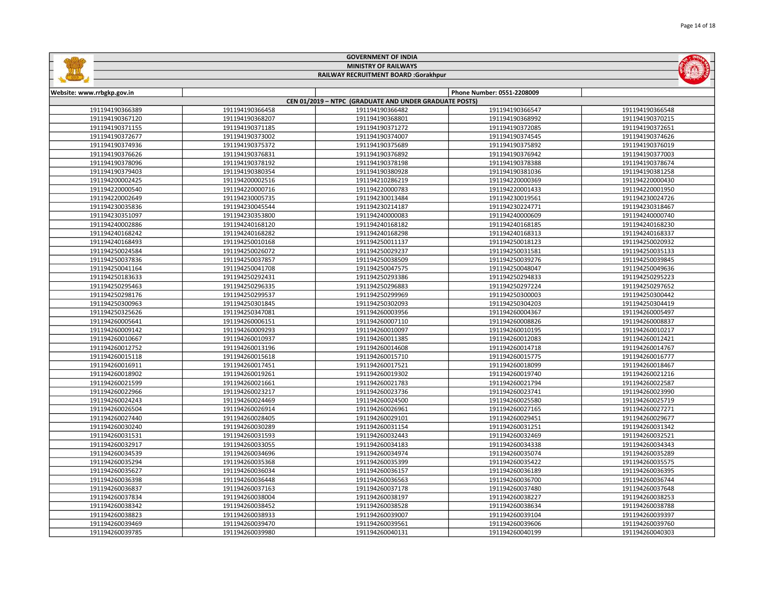GOVERNMENT OF INDIA

MINISTRY OF RAILWAYS

RAILWAY RECRUITMENT BOARD :Gorakhpur

Website: www.rrbgkp.gov.in | Phone Number: 0551-2208009

CEN 01/2019 – NTPC (GRADUATE AND UNDER GRADUATE POSTS)

| | | | | |
|---|---|---|---|---|
| 191194190366389 | 191194190366458 | 191194190366482 | 191194190366547 | 191194190366548 |
| 191194190367120 | 191194190368207 | 191194190368801 | 191194190368992 | 191194190370215 |
| 191194190371155 | 191194190371185 | 191194190371272 | 191194190372085 | 191194190372651 |
| 191194190372677 | 191194190373002 | 191194190374007 | 191194190374545 | 191194190374626 |
| 191194190374936 | 191194190375372 | 191194190375689 | 191194190375892 | 191194190376019 |
| 191194190376626 | 191194190376831 | 191194190376892 | 191194190376942 | 191194190377003 |
| 191194190378096 | 191194190378192 | 191194190378198 | 191194190378388 | 191194190378674 |
| 191194190379403 | 191194190380354 | 191194190380928 | 191194190381036 | 191194190381258 |
| 191194200002425 | 191194200002516 | 191194210286219 | 191194220000369 | 191194220000430 |
| 191194220000540 | 191194220000716 | 191194220000783 | 191194220001433 | 191194220001950 |
| 191194220002649 | 191194230005735 | 191194230013484 | 191194230019561 | 191194230024726 |
| 191194230035836 | 191194230045544 | 191194230214187 | 191194230224771 | 191194230318467 |
| 191194230351097 | 191194230353800 | 191194240000083 | 191194240000609 | 191194240000740 |
| 191194240002886 | 191194240168120 | 191194240168182 | 191194240168185 | 191194240168230 |
| 191194240168242 | 191194240168282 | 191194240168298 | 191194240168313 | 191194240168337 |
| 191194240168493 | 191194250010168 | 191194250011137 | 191194250018123 | 191194250020932 |
| 191194250024584 | 191194250026072 | 191194250029237 | 191194250031581 | 191194250035133 |
| 191194250037836 | 191194250037857 | 191194250038509 | 191194250039276 | 191194250039845 |
| 191194250041164 | 191194250041708 | 191194250047575 | 191194250048047 | 191194250049636 |
| 191194250183633 | 191194250292431 | 191194250293386 | 191194250294833 | 191194250295223 |
| 191194250295463 | 191194250296335 | 191194250296883 | 191194250297224 | 191194250297652 |
| 191194250298176 | 191194250299537 | 191194250299969 | 191194250300003 | 191194250300442 |
| 191194250300963 | 191194250301845 | 191194250302093 | 191194250304203 | 191194250304419 |
| 191194250325626 | 191194250347081 | 191194260003956 | 191194260004367 | 191194260005497 |
| 191194260005641 | 191194260006151 | 191194260007110 | 191194260008826 | 191194260008837 |
| 191194260009142 | 191194260009293 | 191194260010097 | 191194260010195 | 191194260010217 |
| 191194260010667 | 191194260010937 | 191194260011385 | 191194260012083 | 191194260012421 |
| 191194260012752 | 191194260013196 | 191194260014608 | 191194260014718 | 191194260014767 |
| 191194260015118 | 191194260015618 | 191194260015710 | 191194260015775 | 191194260016777 |
| 191194260016911 | 191194260017451 | 191194260017521 | 191194260018099 | 191194260018467 |
| 191194260018902 | 191194260019261 | 191194260019302 | 191194260019740 | 191194260021216 |
| 191194260021599 | 191194260021661 | 191194260021783 | 191194260021794 | 191194260022587 |
| 191194260022966 | 191194260023217 | 191194260023736 | 191194260023741 | 191194260023990 |
| 191194260024243 | 191194260024469 | 191194260024500 | 191194260025580 | 191194260025719 |
| 191194260026504 | 191194260026914 | 191194260026961 | 191194260027165 | 191194260027271 |
| 191194260027440 | 191194260028405 | 191194260029101 | 191194260029451 | 191194260029677 |
| 191194260030240 | 191194260030289 | 191194260031154 | 191194260031251 | 191194260031342 |
| 191194260031531 | 191194260031593 | 191194260032443 | 191194260032469 | 191194260032521 |
| 191194260032917 | 191194260033055 | 191194260034183 | 191194260034338 | 191194260034343 |
| 191194260034539 | 191194260034696 | 191194260034974 | 191194260035074 | 191194260035289 |
| 191194260035294 | 191194260035368 | 191194260035399 | 191194260035422 | 191194260035575 |
| 191194260035627 | 191194260036034 | 191194260036157 | 191194260036189 | 191194260036395 |
| 191194260036398 | 191194260036448 | 191194260036563 | 191194260036700 | 191194260036744 |
| 191194260036837 | 191194260037163 | 191194260037178 | 191194260037480 | 191194260037648 |
| 191194260037834 | 191194260038004 | 191194260038197 | 191194260038227 | 191194260038253 |
| 191194260038342 | 191194260038452 | 191194260038528 | 191194260038634 | 191194260038788 |
| 191194260038823 | 191194260038933 | 191194260039007 | 191194260039104 | 191194260039397 |
| 191194260039469 | 191194260039470 | 191194260039561 | 191194260039606 | 191194260039760 |
| 191194260039785 | 191194260039980 | 191194260040131 | 191194260040199 | 191194260040303 |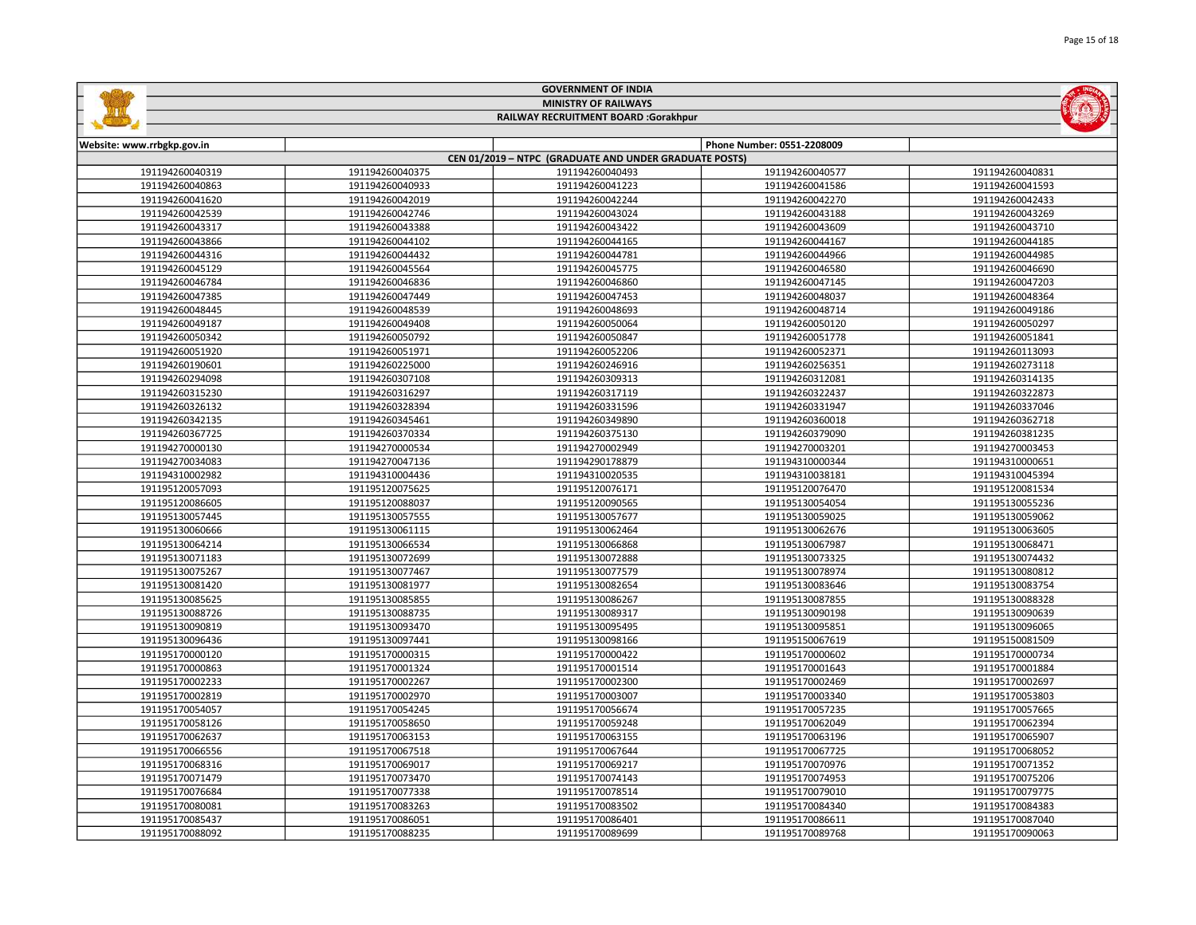# GOVERNMENT OF INDIA

## MINISTRY OF RAILWAYS

### RAILWAY RECRUITMENT BOARD :Gorakhpur

Website: www.rrbgkp.gov.in | Phone Number: 0551-2208009

**CEN 01/2019 – NTPC (GRADUATE AND UNDER GRADUATE POSTS)**

| | | | | |
|---|---|---|---|---|
| 191194260040319 | 191194260040375 | 191194260040493 | 191194260040577 | 191194260040831 |
| 191194260040863 | 191194260040933 | 191194260041223 | 191194260041586 | 191194260041593 |
| 191194260041620 | 191194260042019 | 191194260042244 | 191194260042270 | 191194260042433 |
| 191194260042539 | 191194260042746 | 191194260043024 | 191194260043188 | 191194260043269 |
| 191194260043317 | 191194260043388 | 191194260043422 | 191194260043609 | 191194260043710 |
| 191194260043866 | 191194260044102 | 191194260044165 | 191194260044167 | 191194260044185 |
| 191194260044316 | 191194260044432 | 191194260044781 | 191194260044966 | 191194260044985 |
| 191194260045129 | 191194260045564 | 191194260045775 | 191194260046580 | 191194260046690 |
| 191194260046784 | 191194260046836 | 191194260046860 | 191194260047145 | 191194260047203 |
| 191194260047385 | 191194260047449 | 191194260047453 | 191194260048037 | 191194260048364 |
| 191194260048445 | 191194260048539 | 191194260048693 | 191194260048714 | 191194260049186 |
| 191194260049187 | 191194260049408 | 191194260050064 | 191194260050120 | 191194260050297 |
| 191194260050342 | 191194260050792 | 191194260050847 | 191194260051778 | 191194260051841 |
| 191194260051920 | 191194260051971 | 191194260052206 | 191194260052371 | 191194260113093 |
| 191194260190601 | 191194260225000 | 191194260246916 | 191194260256351 | 191194260273118 |
| 191194260294098 | 191194260307108 | 191194260309313 | 191194260312081 | 191194260314135 |
| 191194260315230 | 191194260316297 | 191194260317119 | 191194260322437 | 191194260322873 |
| 191194260326132 | 191194260328394 | 191194260331596 | 191194260331947 | 191194260337046 |
| 191194260342135 | 191194260345461 | 191194260349890 | 191194260360018 | 191194260362718 |
| 191194260367725 | 191194260370334 | 191194260375130 | 191194260379090 | 191194260381235 |
| 191194270000130 | 191194270000534 | 191194270002949 | 191194270003201 | 191194270003453 |
| 191194270034083 | 191194270047136 | 191194290178879 | 191194310000344 | 191194310000651 |
| 191194310002982 | 191194310004436 | 191194310020535 | 191194310038181 | 191194310045394 |
| 191195120057093 | 191195120075625 | 191195120076171 | 191195120076470 | 191195120081534 |
| 191195120086605 | 191195120088037 | 191195120090565 | 191195130054054 | 191195130055236 |
| 191195130057445 | 191195130057555 | 191195130057677 | 191195130059025 | 191195130059062 |
| 191195130060666 | 191195130061115 | 191195130062464 | 191195130062676 | 191195130063605 |
| 191195130064214 | 191195130066534 | 191195130066868 | 191195130067987 | 191195130068471 |
| 191195130071183 | 191195130072699 | 191195130072888 | 191195130073325 | 191195130074432 |
| 191195130075267 | 191195130077467 | 191195130077579 | 191195130078974 | 191195130080812 |
| 191195130081420 | 191195130081977 | 191195130082654 | 191195130083646 | 191195130083754 |
| 191195130085625 | 191195130085855 | 191195130086267 | 191195130087855 | 191195130088328 |
| 191195130088726 | 191195130088735 | 191195130089317 | 191195130090198 | 191195130090639 |
| 191195130090819 | 191195130093470 | 191195130095495 | 191195130095851 | 191195130096065 |
| 191195130096436 | 191195130097441 | 191195130098166 | 191195150067619 | 191195150081509 |
| 191195170000120 | 191195170000315 | 191195170000422 | 191195170000602 | 191195170000734 |
| 191195170000863 | 191195170001324 | 191195170001514 | 191195170001643 | 191195170001884 |
| 191195170002233 | 191195170002267 | 191195170002300 | 191195170002469 | 191195170002697 |
| 191195170002819 | 191195170002970 | 191195170003007 | 191195170003340 | 191195170053803 |
| 191195170054057 | 191195170054245 | 191195170056674 | 191195170057235 | 191195170057665 |
| 191195170058126 | 191195170058650 | 191195170059248 | 191195170062049 | 191195170062394 |
| 191195170062637 | 191195170063153 | 191195170063155 | 191195170063196 | 191195170065907 |
| 191195170066556 | 191195170067518 | 191195170067644 | 191195170067725 | 191195170068052 |
| 191195170068316 | 191195170069017 | 191195170069217 | 191195170070976 | 191195170071352 |
| 191195170071479 | 191195170073470 | 191195170074143 | 191195170074953 | 191195170075206 |
| 191195170076684 | 191195170077338 | 191195170078514 | 191195170079010 | 191195170079775 |
| 191195170080081 | 191195170083263 | 191195170083502 | 191195170084340 | 191195170084383 |
| 191195170085437 | 191195170086051 | 191195170086401 | 191195170086611 | 191195170087040 |
| 191195170088092 | 191195170088235 | 191195170089699 | 191195170089768 | 191195170090063 |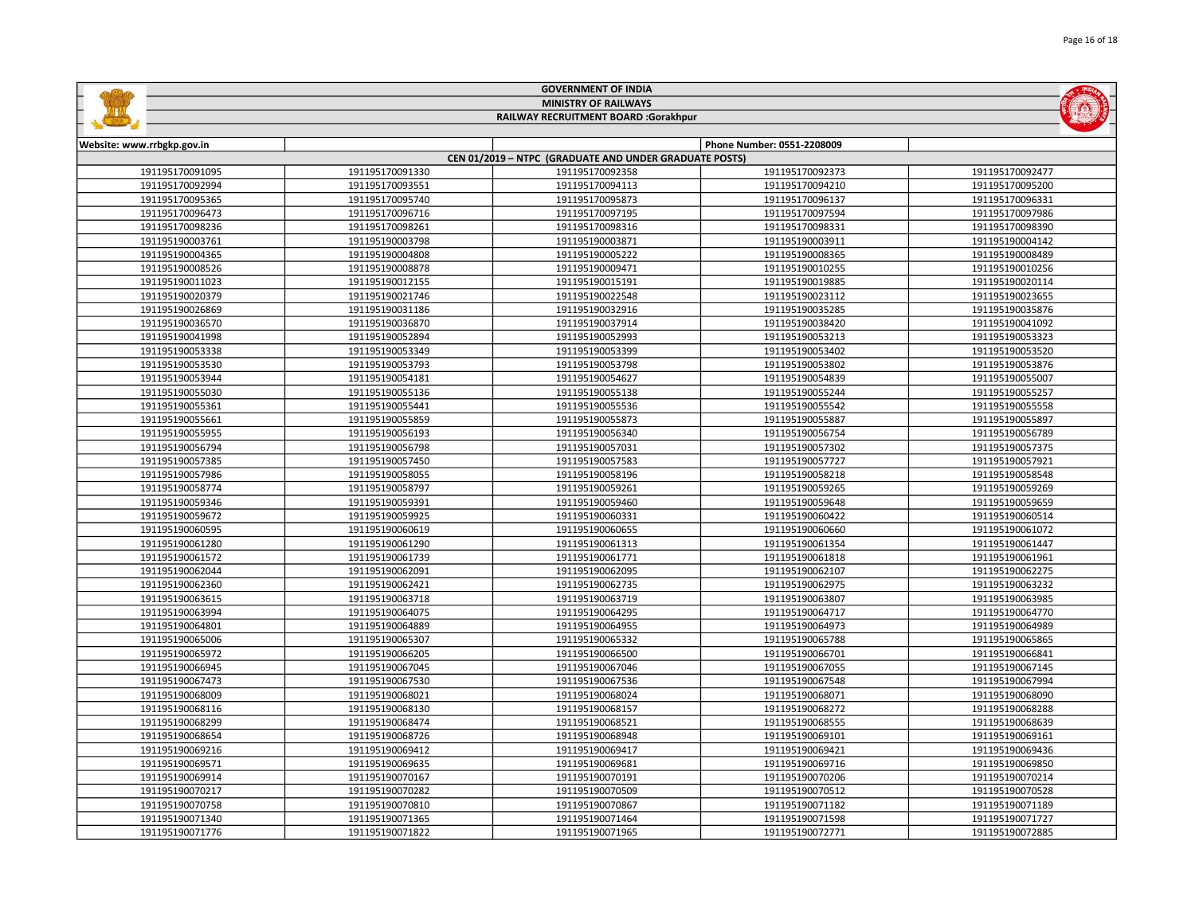# GOVERNMENT OF INDIA

## MINISTRY OF RAILWAYS

### RAILWAY RECRUITMENT BOARD :Gorakhpur

Website: www.rrbgkp.gov.in | Phone Number: 0551-2208009

**CEN 01/2019 – NTPC (GRADUATE AND UNDER GRADUATE POSTS)**

| | | | | |
|---|---|---|---|---|
| 191195170091095 | 191195170091330 | 191195170092358 | 191195170092373 | 191195170092477 |
| 191195170092994 | 191195170093551 | 191195170094113 | 191195170094210 | 191195170095200 |
| 191195170095365 | 191195170095740 | 191195170095873 | 191195170096137 | 191195170096331 |
| 191195170096473 | 191195170096716 | 191195170097195 | 191195170097594 | 191195170097986 |
| 191195170098236 | 191195170098261 | 191195170098316 | 191195170098331 | 191195170098390 |
| 191195190003761 | 191195190003798 | 191195190003871 | 191195190003911 | 191195190004142 |
| 191195190004365 | 191195190004808 | 191195190005222 | 191195190008365 | 191195190008489 |
| 191195190008526 | 191195190008878 | 191195190009471 | 191195190010255 | 191195190010256 |
| 191195190011023 | 191195190012155 | 191195190015191 | 191195190019885 | 191195190020114 |
| 191195190020379 | 191195190021746 | 191195190022548 | 191195190023112 | 191195190023655 |
| 191195190026869 | 191195190031186 | 191195190032916 | 191195190035285 | 191195190035876 |
| 191195190036570 | 191195190036870 | 191195190037914 | 191195190038420 | 191195190041092 |
| 191195190041998 | 191195190052894 | 191195190052993 | 191195190053213 | 191195190053323 |
| 191195190053338 | 191195190053349 | 191195190053399 | 191195190053402 | 191195190053520 |
| 191195190053530 | 191195190053793 | 191195190053798 | 191195190053802 | 191195190053876 |
| 191195190053944 | 191195190054181 | 191195190054627 | 191195190054839 | 191195190055007 |
| 191195190055030 | 191195190055136 | 191195190055138 | 191195190055244 | 191195190055257 |
| 191195190055361 | 191195190055441 | 191195190055536 | 191195190055542 | 191195190055558 |
| 191195190055661 | 191195190055859 | 191195190055873 | 191195190055887 | 191195190055897 |
| 191195190055955 | 191195190056193 | 191195190056340 | 191195190056754 | 191195190056789 |
| 191195190056794 | 191195190056798 | 191195190057031 | 191195190057302 | 191195190057375 |
| 191195190057385 | 191195190057450 | 191195190057583 | 191195190057727 | 191195190057921 |
| 191195190057986 | 191195190058055 | 191195190058196 | 191195190058218 | 191195190058548 |
| 191195190058774 | 191195190058797 | 191195190059261 | 191195190059265 | 191195190059269 |
| 191195190059346 | 191195190059391 | 191195190059460 | 191195190059648 | 191195190059659 |
| 191195190059672 | 191195190059925 | 191195190060331 | 191195190060422 | 191195190060514 |
| 191195190060595 | 191195190060619 | 191195190060655 | 191195190060660 | 191195190061072 |
| 191195190061280 | 191195190061290 | 191195190061313 | 191195190061354 | 191195190061447 |
| 191195190061572 | 191195190061739 | 191195190061771 | 191195190061818 | 191195190061961 |
| 191195190062044 | 191195190062091 | 191195190062095 | 191195190062107 | 191195190062275 |
| 191195190062360 | 191195190062421 | 191195190062735 | 191195190062975 | 191195190063232 |
| 191195190063615 | 191195190063718 | 191195190063719 | 191195190063807 | 191195190063985 |
| 191195190063994 | 191195190064075 | 191195190064295 | 191195190064717 | 191195190064770 |
| 191195190064801 | 191195190064889 | 191195190064955 | 191195190064973 | 191195190064989 |
| 191195190065006 | 191195190065307 | 191195190065332 | 191195190065788 | 191195190065865 |
| 191195190065972 | 191195190066205 | 191195190066500 | 191195190066701 | 191195190066841 |
| 191195190066945 | 191195190067045 | 191195190067046 | 191195190067055 | 191195190067145 |
| 191195190067473 | 191195190067530 | 191195190067536 | 191195190067548 | 191195190067994 |
| 191195190068009 | 191195190068021 | 191195190068024 | 191195190068071 | 191195190068090 |
| 191195190068116 | 191195190068130 | 191195190068157 | 191195190068272 | 191195190068288 |
| 191195190068299 | 191195190068474 | 191195190068521 | 191195190068555 | 191195190068639 |
| 191195190068654 | 191195190068726 | 191195190068948 | 191195190069101 | 191195190069161 |
| 191195190069216 | 191195190069412 | 191195190069417 | 191195190069421 | 191195190069436 |
| 191195190069571 | 191195190069635 | 191195190069681 | 191195190069716 | 191195190069850 |
| 191195190069914 | 191195190070167 | 191195190070191 | 191195190070206 | 191195190070214 |
| 191195190070217 | 191195190070282 | 191195190070509 | 191195190070512 | 191195190070528 |
| 191195190070758 | 191195190070810 | 191195190070867 | 191195190071182 | 191195190071189 |
| 191195190071340 | 191195190071365 | 191195190071464 | 191195190071598 | 191195190071727 |
| 191195190071776 | 191195190071822 | 191195190071965 | 191195190072771 | 191195190072885 |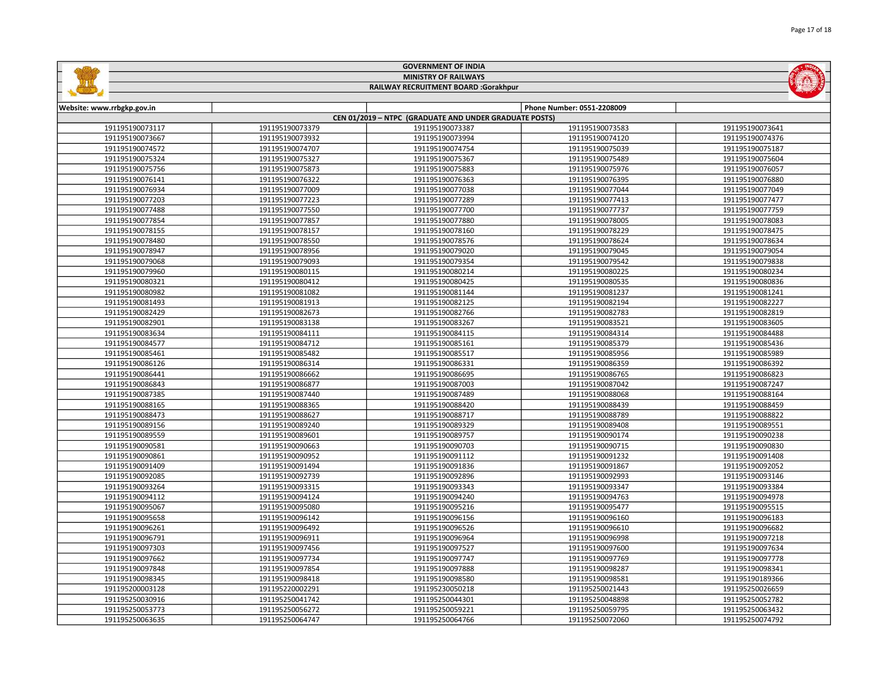# GOVERNMENT OF INDIA

## MINISTRY OF RAILWAYS

### RAILWAY RECRUITMENT BOARD :Gorakhpur

Website: www.rrbgkp.gov.in | Phone Number: 0551-2208009

**CEN 01/2019 – NTPC (GRADUATE AND UNDER GRADUATE POSTS)**

| | | | | |
|---|---|---|---|---|
| 191195190073117 | 191195190073379 | 191195190073387 | 191195190073583 | 191195190073641 |
| 191195190073667 | 191195190073932 | 191195190073994 | 191195190074120 | 191195190074376 |
| 191195190074572 | 191195190074707 | 191195190074754 | 191195190075039 | 191195190075187 |
| 191195190075324 | 191195190075327 | 191195190075367 | 191195190075489 | 191195190075604 |
| 191195190075756 | 191195190075873 | 191195190075883 | 191195190075976 | 191195190076057 |
| 191195190076141 | 191195190076322 | 191195190076363 | 191195190076395 | 191195190076880 |
| 191195190076934 | 191195190077009 | 191195190077038 | 191195190077044 | 191195190077049 |
| 191195190077203 | 191195190077223 | 191195190077289 | 191195190077413 | 191195190077477 |
| 191195190077488 | 191195190077550 | 191195190077700 | 191195190077737 | 191195190077759 |
| 191195190077854 | 191195190077857 | 191195190077880 | 191195190078005 | 191195190078083 |
| 191195190078155 | 191195190078157 | 191195190078160 | 191195190078229 | 191195190078475 |
| 191195190078480 | 191195190078550 | 191195190078576 | 191195190078624 | 191195190078634 |
| 191195190078947 | 191195190078956 | 191195190079020 | 191195190079045 | 191195190079054 |
| 191195190079068 | 191195190079093 | 191195190079354 | 191195190079542 | 191195190079838 |
| 191195190079960 | 191195190080115 | 191195190080214 | 191195190080225 | 191195190080234 |
| 191195190080321 | 191195190080412 | 191195190080425 | 191195190080535 | 191195190080836 |
| 191195190080982 | 191195190081082 | 191195190081144 | 191195190081237 | 191195190081241 |
| 191195190081493 | 191195190081913 | 191195190082125 | 191195190082194 | 191195190082227 |
| 191195190082429 | 191195190082673 | 191195190082766 | 191195190082783 | 191195190082819 |
| 191195190082901 | 191195190083138 | 191195190083267 | 191195190083521 | 191195190083605 |
| 191195190083634 | 191195190084111 | 191195190084115 | 191195190084314 | 191195190084488 |
| 191195190084577 | 191195190084712 | 191195190085161 | 191195190085379 | 191195190085436 |
| 191195190085461 | 191195190085482 | 191195190085517 | 191195190085956 | 191195190085989 |
| 191195190086126 | 191195190086314 | 191195190086331 | 191195190086359 | 191195190086392 |
| 191195190086441 | 191195190086662 | 191195190086695 | 191195190086765 | 191195190086823 |
| 191195190086843 | 191195190086877 | 191195190087003 | 191195190087042 | 191195190087247 |
| 191195190087385 | 191195190087440 | 191195190087489 | 191195190088068 | 191195190088164 |
| 191195190088165 | 191195190088365 | 191195190088420 | 191195190088439 | 191195190088459 |
| 191195190088473 | 191195190088627 | 191195190088717 | 191195190088789 | 191195190088822 |
| 191195190089156 | 191195190089240 | 191195190089329 | 191195190089408 | 191195190089551 |
| 191195190089559 | 191195190089601 | 191195190089757 | 191195190090174 | 191195190090238 |
| 191195190090581 | 191195190090663 | 191195190090703 | 191195190090715 | 191195190090830 |
| 191195190090861 | 191195190090952 | 191195190091112 | 191195190091232 | 191195190091408 |
| 191195190091409 | 191195190091494 | 191195190091836 | 191195190091867 | 191195190092052 |
| 191195190092085 | 191195190092739 | 191195190092896 | 191195190092993 | 191195190093146 |
| 191195190093264 | 191195190093315 | 191195190093343 | 191195190093347 | 191195190093384 |
| 191195190094112 | 191195190094124 | 191195190094240 | 191195190094763 | 191195190094978 |
| 191195190095067 | 191195190095080 | 191195190095216 | 191195190095477 | 191195190095515 |
| 191195190095658 | 191195190096142 | 191195190096156 | 191195190096160 | 191195190096183 |
| 191195190096261 | 191195190096492 | 191195190096526 | 191195190096610 | 191195190096682 |
| 191195190096791 | 191195190096911 | 191195190096964 | 191195190096998 | 191195190097218 |
| 191195190097303 | 191195190097456 | 191195190097527 | 191195190097600 | 191195190097634 |
| 191195190097662 | 191195190097734 | 191195190097747 | 191195190097769 | 191195190097778 |
| 191195190097848 | 191195190097854 | 191195190097888 | 191195190098287 | 191195190098341 |
| 191195190098345 | 191195190098418 | 191195190098580 | 191195190098581 | 191195190189366 |
| 191195200003128 | 191195220002291 | 191195230050218 | 191195250021443 | 191195250026659 |
| 191195250030916 | 191195250041742 | 191195250044301 | 191195250048898 | 191195250052782 |
| 191195250053773 | 191195250056272 | 191195250059221 | 191195250059795 | 191195250063432 |
| 191195250063635 | 191195250064747 | 191195250064766 | 191195250072060 | 191195250074792 |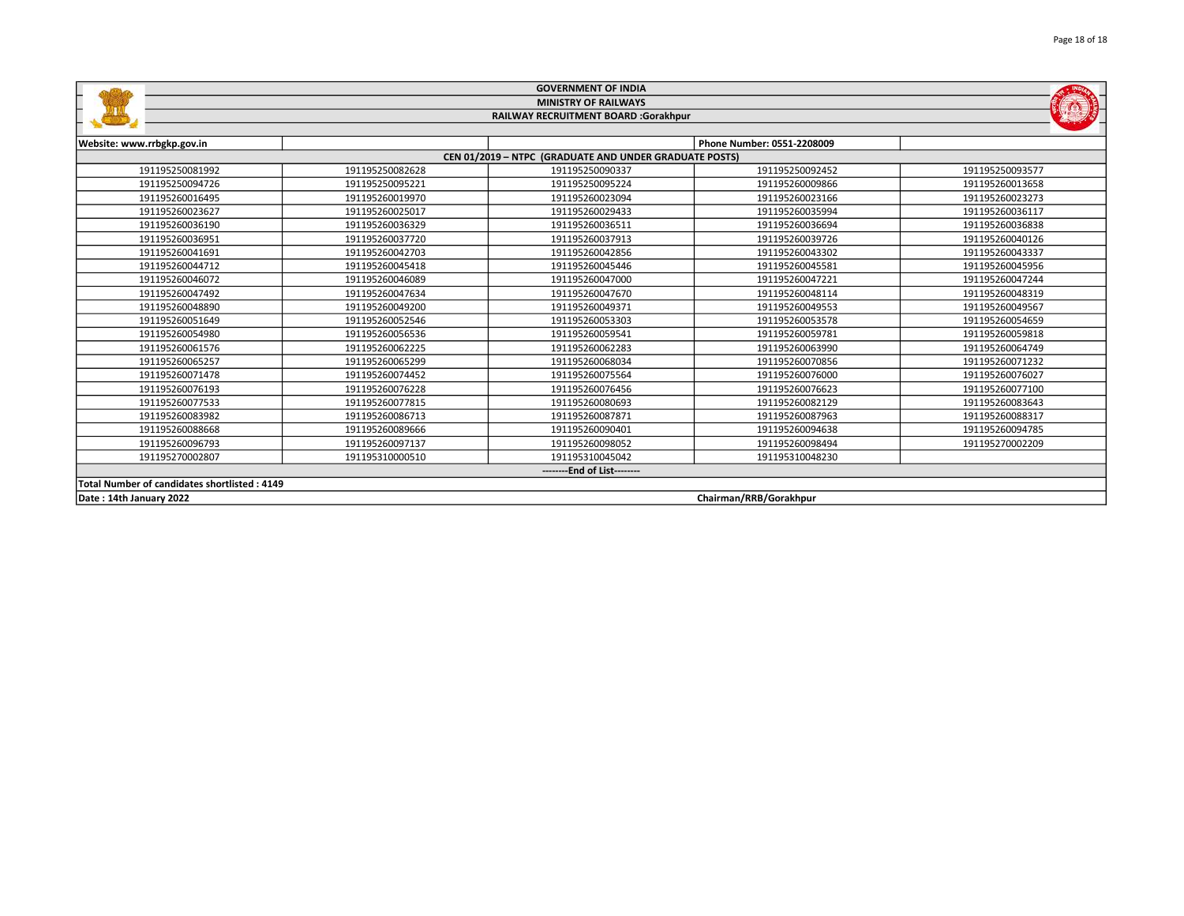**GOVERNMENT OF INDIA**

**MINISTRY OF RAILWAYS**

**RAILWAY RECRUITMENT BOARD :Gorakhpur**

**Website: www.rrbgkp.gov.in** | **Phone Number: 0551-2208009**

**CEN 01/2019 – NTPC (GRADUATE AND UNDER GRADUATE POSTS)**

| | | | | |
|---|---|---|---|---|
| 191195250081992 | 191195250082628 | 191195250090337 | 191195250092452 | 191195250093577 |
| 191195250094726 | 191195250095221 | 191195250095224 | 191195260009866 | 191195260013658 |
| 191195260016495 | 191195260019970 | 191195260023094 | 191195260023166 | 191195260023273 |
| 191195260023627 | 191195260025017 | 191195260029433 | 191195260035994 | 191195260036117 |
| 191195260036190 | 191195260036329 | 191195260036511 | 191195260036694 | 191195260036838 |
| 191195260036951 | 191195260037720 | 191195260037913 | 191195260039726 | 191195260040126 |
| 191195260041691 | 191195260042703 | 191195260042856 | 191195260043302 | 191195260043337 |
| 191195260044712 | 191195260045418 | 191195260045446 | 191195260045581 | 191195260045956 |
| 191195260046072 | 191195260046089 | 191195260047000 | 191195260047221 | 191195260047244 |
| 191195260047492 | 191195260047634 | 191195260047670 | 191195260048114 | 191195260048319 |
| 191195260048890 | 191195260049200 | 191195260049371 | 191195260049553 | 191195260049567 |
| 191195260051649 | 191195260052546 | 191195260053303 | 191195260053578 | 191195260054659 |
| 191195260054980 | 191195260056536 | 191195260059541 | 191195260059781 | 191195260059818 |
| 191195260061576 | 191195260062225 | 191195260062283 | 191195260063990 | 191195260064749 |
| 191195260065257 | 191195260065299 | 191195260068034 | 191195260070856 | 191195260071232 |
| 191195260071478 | 191195260074452 | 191195260075564 | 191195260076000 | 191195260076027 |
| 191195260076193 | 191195260076228 | 191195260076456 | 191195260076623 | 191195260077100 |
| 191195260077533 | 191195260077815 | 191195260080693 | 191195260082129 | 191195260083643 |
| 191195260083982 | 191195260086713 | 191195260087871 | 191195260087963 | 191195260088317 |
| 191195260088668 | 191195260089666 | 191195260090401 | 191195260094638 | 191195260094785 |
| 191195260096793 | 191195260097137 | 191195260098052 | 191195260098494 | 191195270002209 |
| 191195270002807 | 191195310000510 | 191195310045042 | 191195310048230 | |

--------End of List--------

**Total Number of candidates shortlisted : 4149**

**Date : 14th January 2022** | **Chairman/RRB/Gorakhpur**